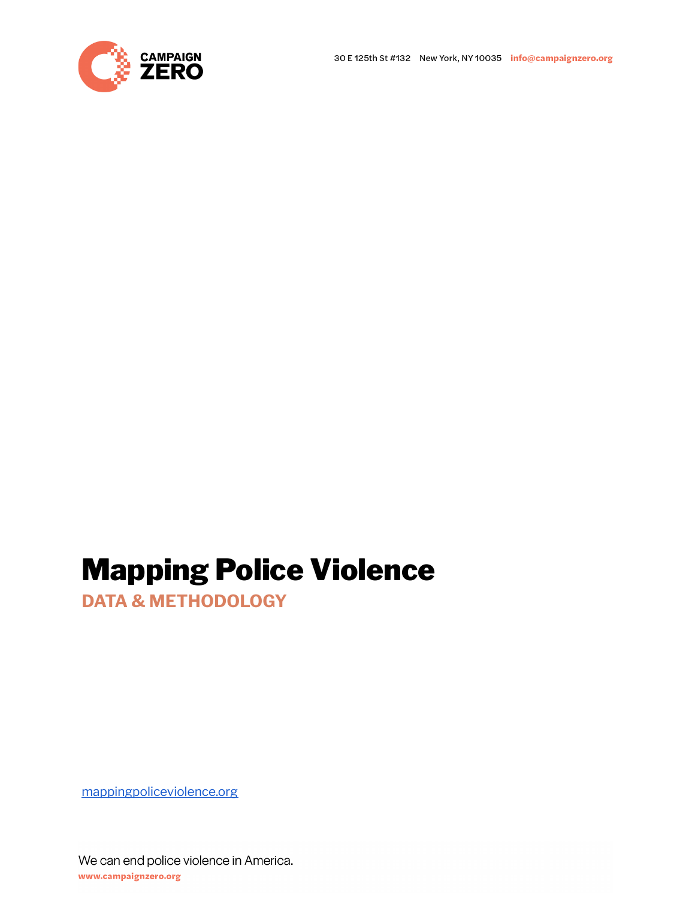CAMPAIGN ZERO

30 E 125th St #132 New York, NY 10035 info@campaignzero.org

# Mapping Police Violence

## DATA & METHODOLOGY

mappingpoliceviolence.org

We can end police violence in America.

www.campaignzero.org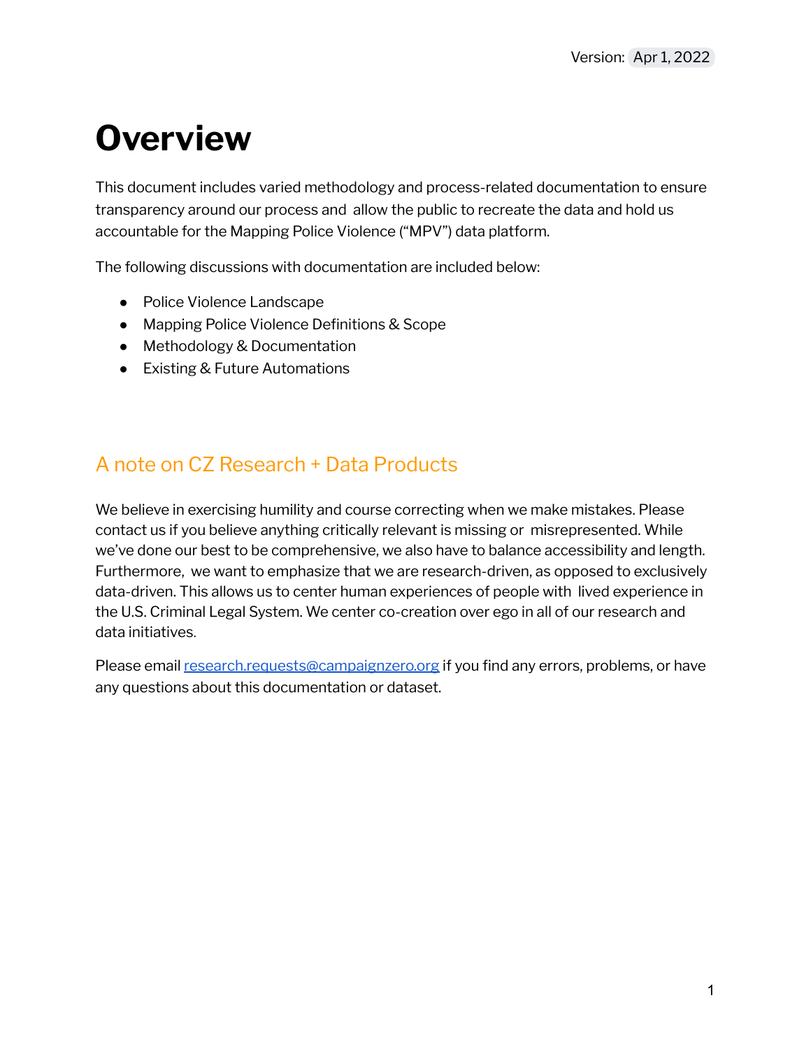Version: Apr 1, 2022

# Overview

This document includes varied methodology and process-related documentation to ensure transparency around our process and allow the public to recreate the data and hold us accountable for the Mapping Police Violence ("MPV") data platform.

The following discussions with documentation are included below:

- Police Violence Landscape
- Mapping Police Violence Definitions & Scope
- Methodology & Documentation
- Existing & Future Automations

## A note on CZ Research + Data Products

We believe in exercising humility and course correcting when we make mistakes. Please contact us if you believe anything critically relevant is missing or misrepresented. While we've done our best to be comprehensive, we also have to balance accessibility and length. Furthermore, we want to emphasize that we are research-driven, as opposed to exclusively data-driven. This allows us to center human experiences of people with lived experience in the U.S. Criminal Legal System. We center co-creation over ego in all of our research and data initiatives.

Please email [research.requests@campaignzero.org](mailto:research.requests@campaignzero.org) if you find any errors, problems, or have any questions about this documentation or dataset.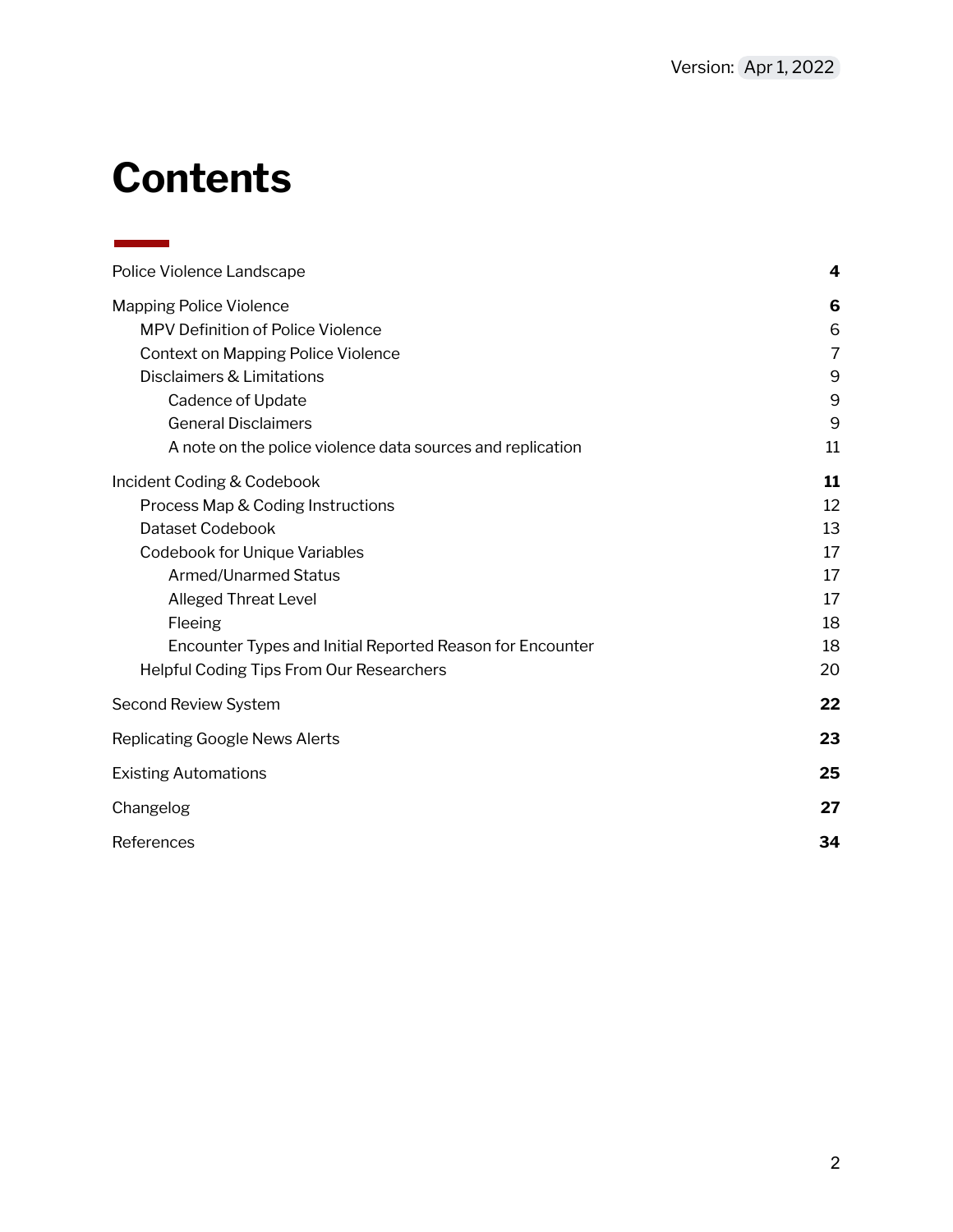Version: Apr 1, 2022

# Contents

| | |
|---|---|
| Police Violence Landscape | **4** |
| Mapping Police Violence | **6** |
| MPV Definition of Police Violence | 6 |
| Context on Mapping Police Violence | 7 |
| Disclaimers & Limitations | 9 |
| Cadence of Update | 9 |
| General Disclaimers | 9 |
| A note on the police violence data sources and replication | 11 |
| Incident Coding & Codebook | **11** |
| Process Map & Coding Instructions | 12 |
| Dataset Codebook | 13 |
| Codebook for Unique Variables | 17 |
| Armed/Unarmed Status | 17 |
| Alleged Threat Level | 17 |
| Fleeing | 18 |
| Encounter Types and Initial Reported Reason for Encounter | 18 |
| Helpful Coding Tips From Our Researchers | 20 |
| Second Review System | **22** |
| Replicating Google News Alerts | **23** |
| Existing Automations | **25** |
| Changelog | **27** |
| References | **34** |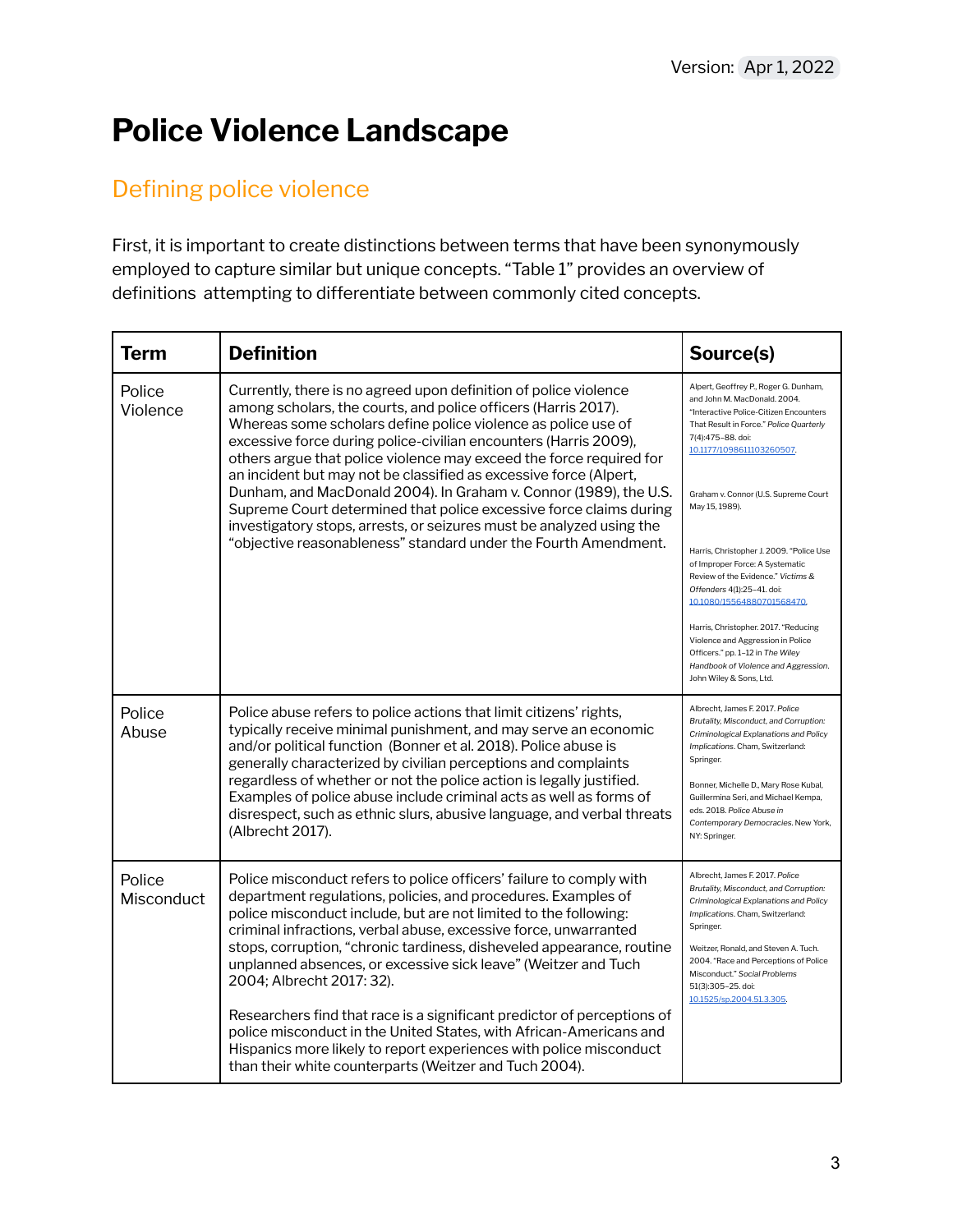Version: Apr 1, 2022

# Police Violence Landscape

## Defining police violence

First, it is important to create distinctions between terms that have been synonymously employed to capture similar but unique concepts. "Table 1" provides an overview of definitions attempting to differentiate between commonly cited concepts.

| Term | Definition | Source(s) |
|---|---|---|
| Police Violence | Currently, there is no agreed upon definition of police violence among scholars, the courts, and police officers (Harris 2017). Whereas some scholars define police violence as police use of excessive force during police-civilian encounters (Harris 2009), others argue that police violence may exceed the force required for an incident but may not be classified as excessive force (Alpert, Dunham, and MacDonald 2004). In Graham v. Connor (1989), the U.S. Supreme Court determined that police excessive force claims during investigatory stops, arrests, or seizures must be analyzed using the "objective reasonableness" standard under the Fourth Amendment. | Alpert, Geoffrey P., Roger G. Dunham, and John M. MacDonald. 2004. "Interactive Police-Citizen Encounters That Result in Force." *Police Quarterly* 7(4):475–88. doi: 10.1177/1098611103260507.<br><br>Graham v. Connor (U.S. Supreme Court May 15, 1989).<br><br>Harris, Christopher J. 2009. "Police Use of Improper Force: A Systematic Review of the Evidence." *Victims & Offenders* 4(1):25–41. doi: 10.1080/15564880701568470.<br><br>Harris, Christopher. 2017. "Reducing Violence and Aggression in Police Officers." pp. 1–12 in *The Wiley Handbook of Violence and Aggression*. John Wiley & Sons, Ltd. |
| Police Abuse | Police abuse refers to police actions that limit citizens' rights, typically receive minimal punishment, and may serve an economic and/or political function (Bonner et al. 2018). Police abuse is generally characterized by civilian perceptions and complaints regardless of whether or not the police action is legally justified. Examples of police abuse include criminal acts as well as forms of disrespect, such as ethnic slurs, abusive language, and verbal threats (Albrecht 2017). | Albrecht, James F. 2017. *Police Brutality, Misconduct, and Corruption: Criminological Explanations and Policy Implications*. Cham, Switzerland: Springer.<br><br>Bonner, Michelle D., Mary Rose Kubal, Guillermina Seri, and Michael Kempa, eds. 2018. *Police Abuse in Contemporary Democracies*. New York, NY: Springer. |
| Police Misconduct | Police misconduct refers to police officers' failure to comply with department regulations, policies, and procedures. Examples of police misconduct include, but are not limited to the following: criminal infractions, verbal abuse, excessive force, unwarranted stops, corruption, "chronic tardiness, disheveled appearance, routine unplanned absences, or excessive sick leave" (Weitzer and Tuch 2004; Albrecht 2017: 32).<br><br>Researchers find that race is a significant predictor of perceptions of police misconduct in the United States, with African-Americans and Hispanics more likely to report experiences with police misconduct than their white counterparts (Weitzer and Tuch 2004). | Albrecht, James F. 2017. *Police Brutality, Misconduct, and Corruption: Criminological Explanations and Policy Implications*. Cham, Switzerland: Springer.<br><br>Weitzer, Ronald, and Steven A. Tuch. 2004. "Race and Perceptions of Police Misconduct." *Social Problems* 51(3):305–25. doi: 10.1525/sp.2004.51.3.305. |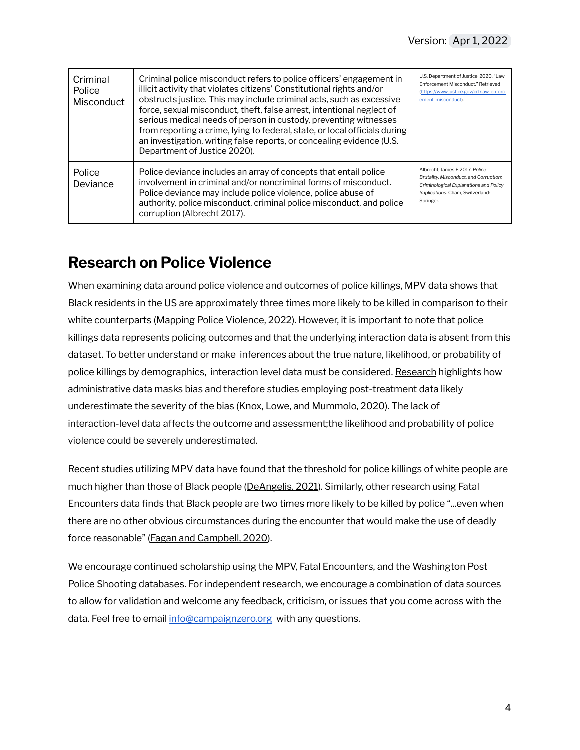| | | |
|---|---|---|
| Criminal Police Misconduct | Criminal police misconduct refers to police officers' engagement in illicit activity that violates citizens' Constitutional rights and/or obstructs justice. This may include criminal acts, such as excessive force, sexual misconduct, theft, false arrest, intentional neglect of serious medical needs of person in custody, preventing witnesses from reporting a crime, lying to federal, state, or local officials during an investigation, writing false reports, or concealing evidence (U.S. Department of Justice 2020). | U.S. Department of Justice. 2020. "Law Enforcement Misconduct." Retrieved (https://www.justice.gov/crt/law-enforcement-misconduct). |
| Police Deviance | Police deviance includes an array of concepts that entail police involvement in criminal and/or noncriminal forms of misconduct. Police deviance may include police violence, police abuse of authority, police misconduct, criminal police misconduct, and police corruption (Albrecht 2017). | Albrecht, James F. 2017. *Police Brutality, Misconduct, and Corruption: Criminological Explanations and Policy Implications*. Cham, Switzerland: Springer. |

## Research on Police Violence

When examining data around police violence and outcomes of police killings, MPV data shows that Black residents in the US are approximately three times more likely to be killed in comparison to their white counterparts (Mapping Police Violence, 2022). However, it is important to note that police killings data represents policing outcomes and that the underlying interaction data is absent from this dataset. To better understand or make inferences about the true nature, likelihood, or probability of police killings by demographics, interaction level data must be considered. Research highlights how administrative data masks bias and therefore studies employing post-treatment data likely underestimate the severity of the bias (Knox, Lowe, and Mummolo, 2020). The lack of interaction-level data affects the outcome and assessment;the likelihood and probability of police violence could be severely underestimated.

Recent studies utilizing MPV data have found that the threshold for police killings of white people are much higher than those of Black people (DeAngelis, 2021). Similarly, other research using Fatal Encounters data finds that Black people are two times more likely to be killed by police "...even when there are no other obvious circumstances during the encounter that would make the use of deadly force reasonable" (Fagan and Campbell, 2020).

We encourage continued scholarship using the MPV, Fatal Encounters, and the Washington Post Police Shooting databases. For independent research, we encourage a combination of data sources to allow for validation and welcome any feedback, criticism, or issues that you come across with the data. Feel free to email info@campaignzero.org with any questions.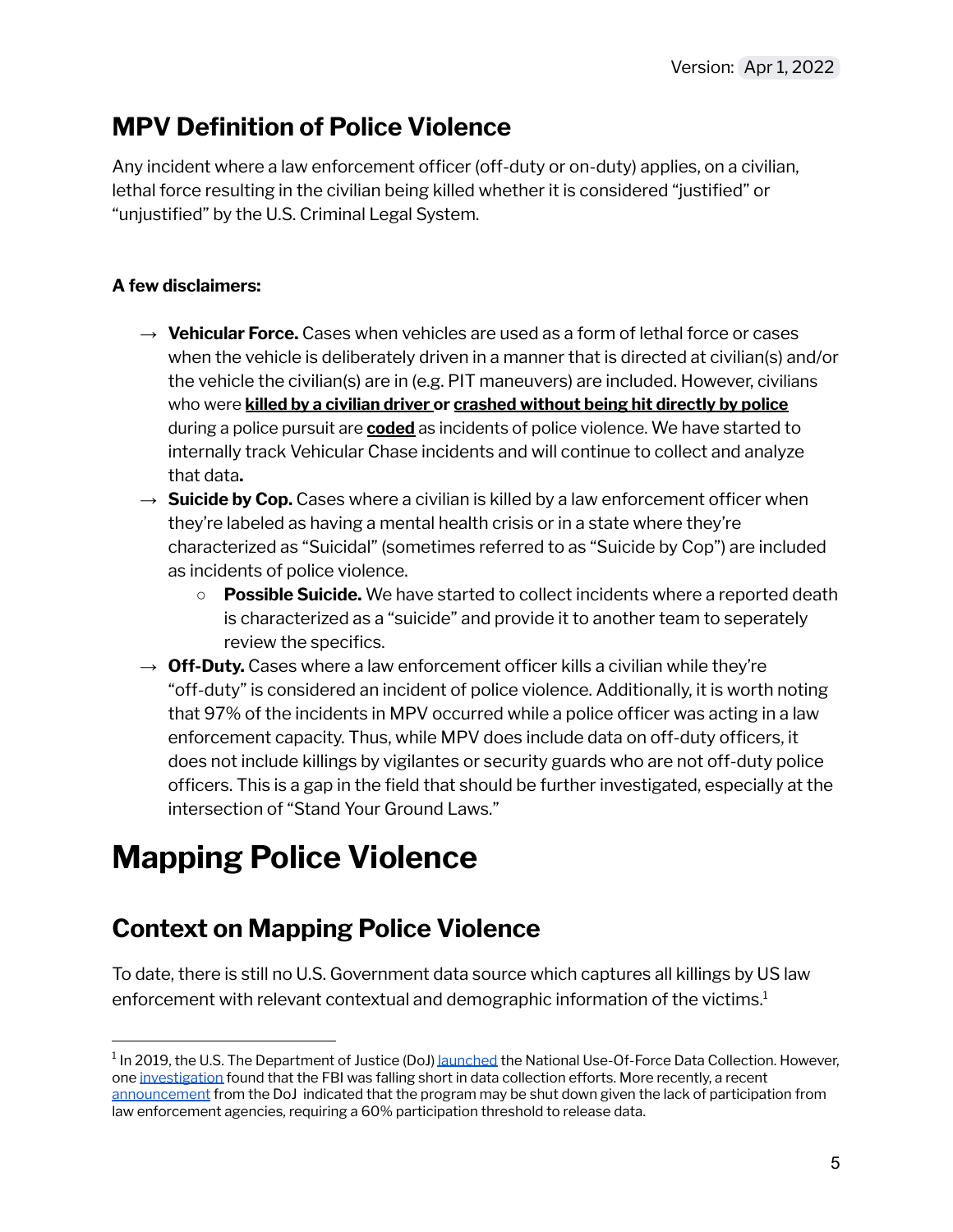Version: Apr 1, 2022

## MPV Definition of Police Violence

Any incident where a law enforcement officer (off-duty or on-duty) applies, on a civilian, lethal force resulting in the civilian being killed whether it is considered "justified" or "unjustified" by the U.S. Criminal Legal System.

**A few disclaimers:**

- → **Vehicular Force.** Cases when vehicles are used as a form of lethal force or cases when the vehicle is deliberately driven in a manner that is directed at civilian(s) and/or the vehicle the civilian(s) are in (e.g. PIT maneuvers) are included. However, civilians who were **killed by a civilian driver or crashed without being hit directly by police** during a police pursuit are **coded** as incidents of police violence. We have started to internally track Vehicular Chase incidents and will continue to collect and analyze that data**.**
- → **Suicide by Cop.** Cases where a civilian is killed by a law enforcement officer when they're labeled as having a mental health crisis or in a state where they're characterized as "Suicidal" (sometimes referred to as "Suicide by Cop") are included as incidents of police violence.
  - **Possible Suicide.** We have started to collect incidents where a reported death is characterized as a "suicide" and provide it to another team to seperately review the specifics.
- → **Off-Duty.** Cases where a law enforcement officer kills a civilian while they're "off-duty" is considered an incident of police violence. Additionally, it is worth noting that 97% of the incidents in MPV occurred while a police officer was acting in a law enforcement capacity. Thus, while MPV does include data on off-duty officers, it does not include killings by vigilantes or security guards who are not off-duty police officers. This is a gap in the field that should be further investigated, especially at the intersection of "Stand Your Ground Laws."

# Mapping Police Violence

## Context on Mapping Police Violence

To date, there is still no U.S. Government data source which captures all killings by US law enforcement with relevant contextual and demographic information of the victims.[1]

---

[1] In 2019, the U.S. The Department of Justice (DoJ) launched the National Use-Of-Force Data Collection. However, one investigation found that the FBI was falling short in data collection efforts. More recently, a recent announcement from the DoJ indicated that the program may be shut down given the lack of participation from law enforcement agencies, requiring a 60% participation threshold to release data.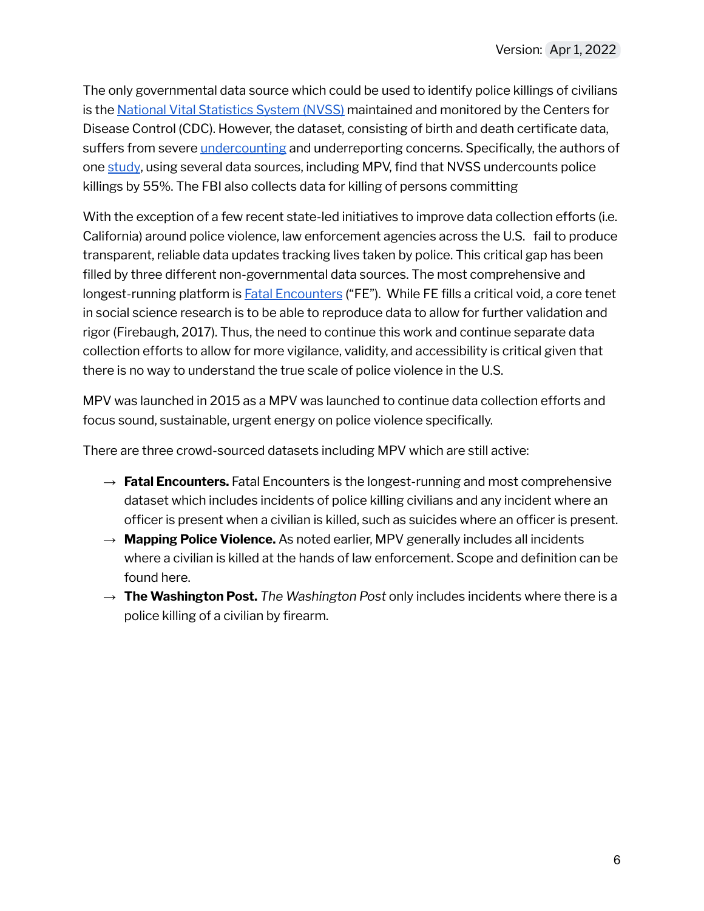Version: Apr 1, 2022

The only governmental data source which could be used to identify police killings of civilians is the [National Vital Statistics System (NVSS)](#) maintained and monitored by the Centers for Disease Control (CDC). However, the dataset, consisting of birth and death certificate data, suffers from severe [undercounting](#) and underreporting concerns. Specifically, the authors of one [study](#), using several data sources, including MPV, find that NVSS undercounts police killings by 55%. The FBI also collects data for killing of persons committing

With the exception of a few recent state-led initiatives to improve data collection efforts (i.e. California) around police violence, law enforcement agencies across the U.S.  fail to produce transparent, reliable data updates tracking lives taken by police. This critical gap has been filled by three different non-governmental data sources. The most comprehensive and longest-running platform is [Fatal Encounters](#) ("FE").  While FE fills a critical void, a core tenet in social science research is to be able to reproduce data to allow for further validation and rigor (Firebaugh, 2017). Thus, the need to continue this work and continue separate data collection efforts to allow for more vigilance, validity, and accessibility is critical given that there is no way to understand the true scale of police violence in the U.S.

MPV was launched in 2015 as a MPV was launched to continue data collection efforts and focus sound, sustainable, urgent energy on police violence specifically.

There are three crowd-sourced datasets including MPV which are still active:

- → **Fatal Encounters.** Fatal Encounters is the longest-running and most comprehensive dataset which includes incidents of police killing civilians and any incident where an officer is present when a civilian is killed, such as suicides where an officer is present.
- → **Mapping Police Violence.** As noted earlier, MPV generally includes all incidents where a civilian is killed at the hands of law enforcement. Scope and definition can be found here.
- → **The Washington Post.** *The Washington Post* only includes incidents where there is a police killing of a civilian by firearm.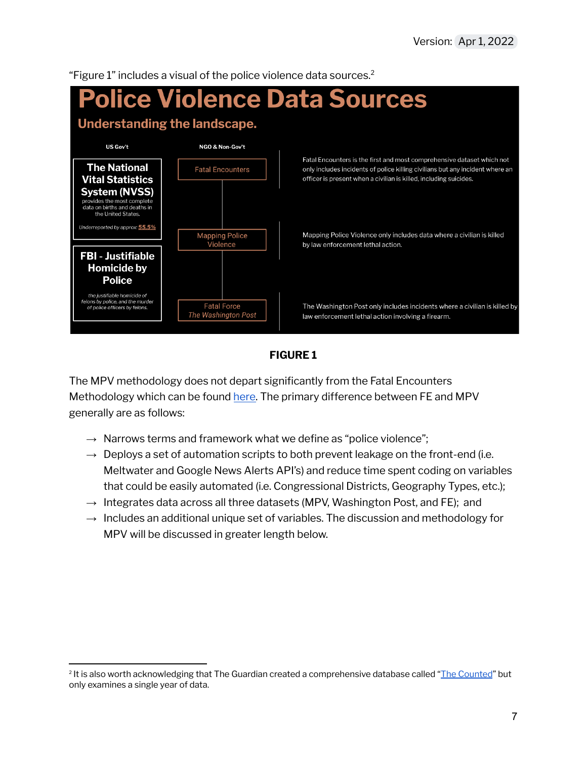"Figure 1" includes a visual of the police violence data sources.[2]

# Police Violence Data Sources

## Understanding the landscape.

US Gov't

**The National Vital Statistics System (NVSS)**

provides the most complete data on births and deaths in the United States.

*Underreported by approx: 55.5%*

**FBI - Justifiable Homicide by Police**

*the justifiable homicide of felons by police, and the murder of police officers by felons.*

NGO & Non-Gov't

Fatal Encounters

Fatal Encounters is the first and most comprehensive dataset which not only includes incidents of police killing civilians but any incident where an officer is present when a civilian is killed, including suicides.

Mapping Police Violence

Mapping Police Violence only includes data where a civilian is killed by law enforcement lethal action.

Fatal Force *The Washington Post*

The Washington Post only includes incidents where a civilian is killed by law enforcement lethal action involving a firearm.

**FIGURE 1**

The MPV methodology does not depart significantly from the Fatal Encounters Methodology which can be found here. The primary difference between FE and MPV generally are as follows:

- → Narrows terms and framework what we define as "police violence";
- → Deploys a set of automation scripts to both prevent leakage on the front-end (i.e. Meltwater and Google News Alerts API's) and reduce time spent coding on variables that could be easily automated (i.e. Congressional Districts, Geography Types, etc.);
- → Integrates data across all three datasets (MPV, Washington Post, and FE); and
- → Includes an additional unique set of variables. The discussion and methodology for MPV will be discussed in greater length below.

[2] It is also worth acknowledging that The Guardian created a comprehensive database called "The Counted" but only examines a single year of data.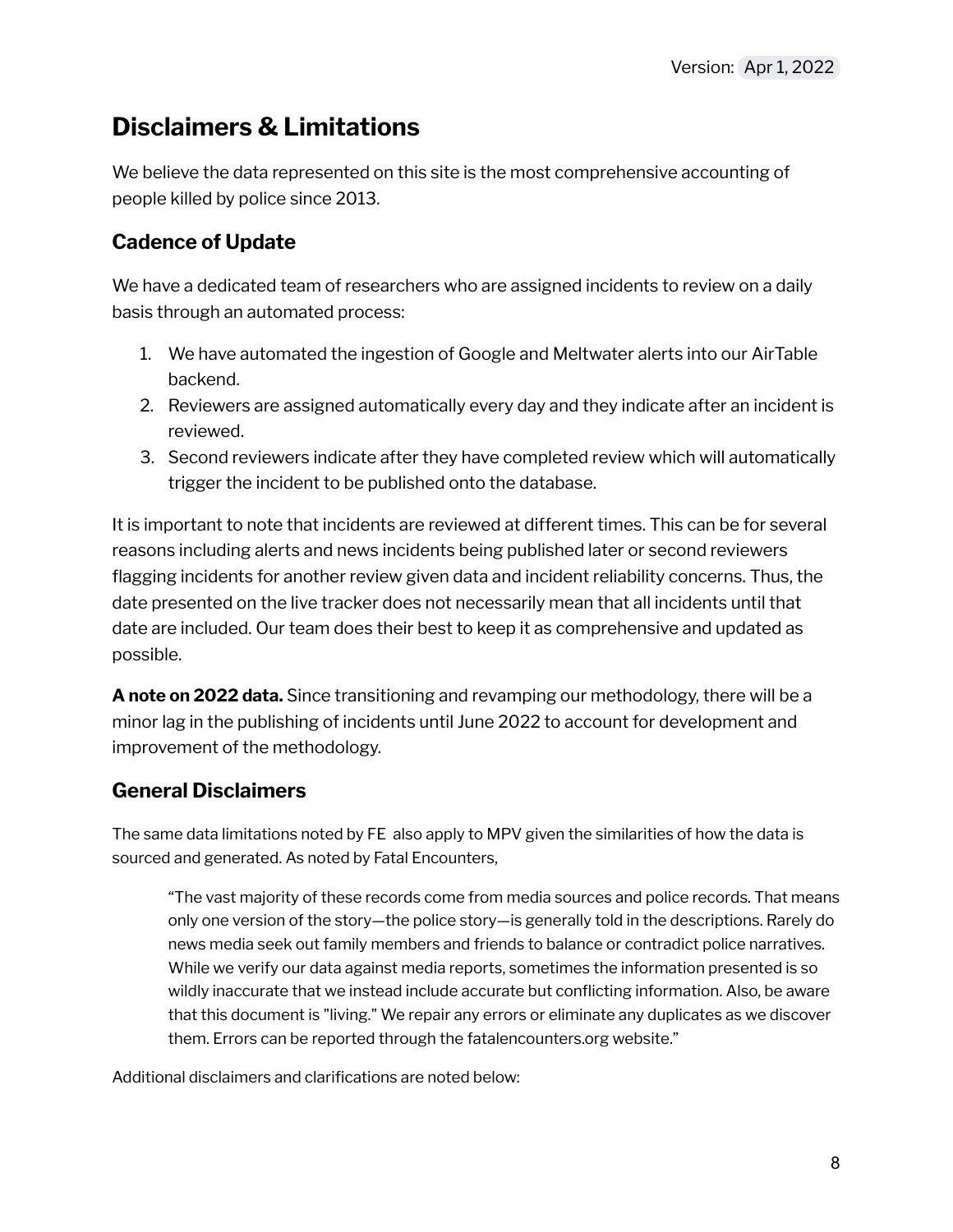Version: Apr 1, 2022

## Disclaimers & Limitations

We believe the data represented on this site is the most comprehensive accounting of people killed by police since 2013.

### Cadence of Update

We have a dedicated team of researchers who are assigned incidents to review on a daily basis through an automated process:

1. We have automated the ingestion of Google and Meltwater alerts into our AirTable backend.
2. Reviewers are assigned automatically every day and they indicate after an incident is reviewed.
3. Second reviewers indicate after they have completed review which will automatically trigger the incident to be published onto the database.

It is important to note that incidents are reviewed at different times. This can be for several reasons including alerts and news incidents being published later or second reviewers flagging incidents for another review given data and incident reliability concerns. Thus, the date presented on the live tracker does not necessarily mean that all incidents until that date are included. Our team does their best to keep it as comprehensive and updated as possible.

**A note on 2022 data.** Since transitioning and revamping our methodology, there will be a minor lag in the publishing of incidents until June 2022 to account for development and improvement of the methodology.

### General Disclaimers

The same data limitations noted by FE also apply to MPV given the similarities of how the data is sourced and generated. As noted by Fatal Encounters,

> "The vast majority of these records come from media sources and police records. That means only one version of the story—the police story—is generally told in the descriptions. Rarely do news media seek out family members and friends to balance or contradict police narratives. While we verify our data against media reports, sometimes the information presented is so wildly inaccurate that we instead include accurate but conflicting information. Also, be aware that this document is "living." We repair any errors or eliminate any duplicates as we discover them. Errors can be reported through the fatalencounters.org website."

Additional disclaimers and clarifications are noted below: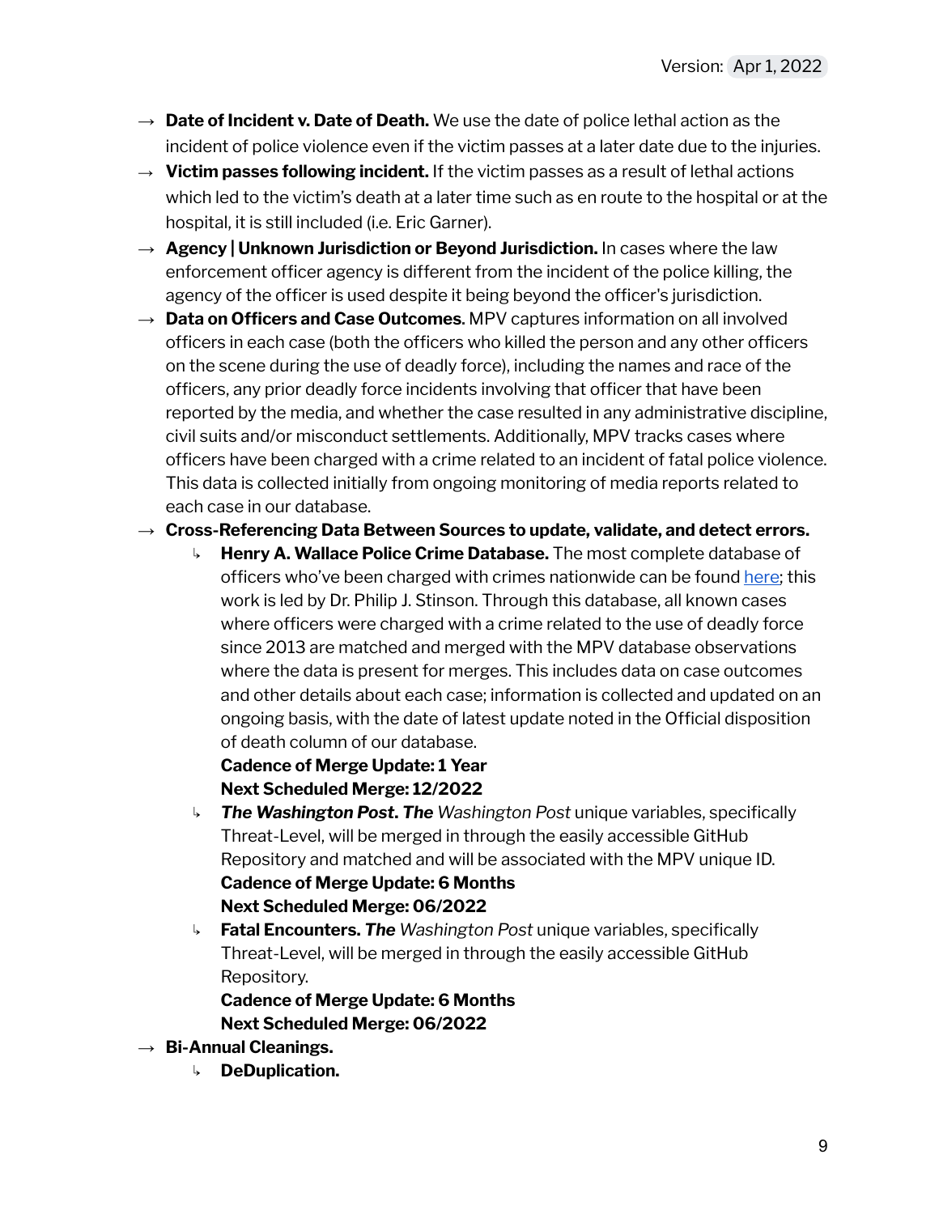Version: Apr 1, 2022

- → **Date of Incident v. Date of Death.** We use the date of police lethal action as the incident of police violence even if the victim passes at a later date due to the injuries.
- → **Victim passes following incident.** If the victim passes as a result of lethal actions which led to the victim's death at a later time such as en route to the hospital or at the hospital, it is still included (i.e. Eric Garner).
- → **Agency | Unknown Jurisdiction or Beyond Jurisdiction.** In cases where the law enforcement officer agency is different from the incident of the police killing, the agency of the officer is used despite it being beyond the officer's jurisdiction.
- → **Data on Officers and Case Outcomes**. MPV captures information on all involved officers in each case (both the officers who killed the person and any other officers on the scene during the use of deadly force), including the names and race of the officers, any prior deadly force incidents involving that officer that have been reported by the media, and whether the case resulted in any administrative discipline, civil suits and/or misconduct settlements. Additionally, MPV tracks cases where officers have been charged with a crime related to an incident of fatal police violence. This data is collected initially from ongoing monitoring of media reports related to each case in our database.
- → **Cross-Referencing Data Between Sources to update, validate, and detect errors.**
  - ↳ **Henry A. Wallace Police Crime Database.** The most complete database of officers who've been charged with crimes nationwide can be found [here](); this work is led by Dr. Philip J. Stinson. Through this database, all known cases where officers were charged with a crime related to the use of deadly force since 2013 are matched and merged with the MPV database observations where the data is present for merges. This includes data on case outcomes and other details about each case; information is collected and updated on an ongoing basis, with the date of latest update noted in the Official disposition of death column of our database.
    **Cadence of Merge Update: 1 Year**
    **Next Scheduled Merge: 12/2022**
  - ↳ ***The Washington Post*. *The*** *Washington Post* unique variables, specifically Threat-Level, will be merged in through the easily accessible GitHub Repository and matched and will be associated with the MPV unique ID.
    **Cadence of Merge Update: 6 Months**
    **Next Scheduled Merge: 06/2022**
  - ↳ **Fatal Encounters. *The*** *Washington Post* unique variables, specifically Threat-Level, will be merged in through the easily accessible GitHub Repository.
    **Cadence of Merge Update: 6 Months**
    **Next Scheduled Merge: 06/2022**
- → **Bi-Annual Cleanings.**
  - ↳ **DeDuplication.**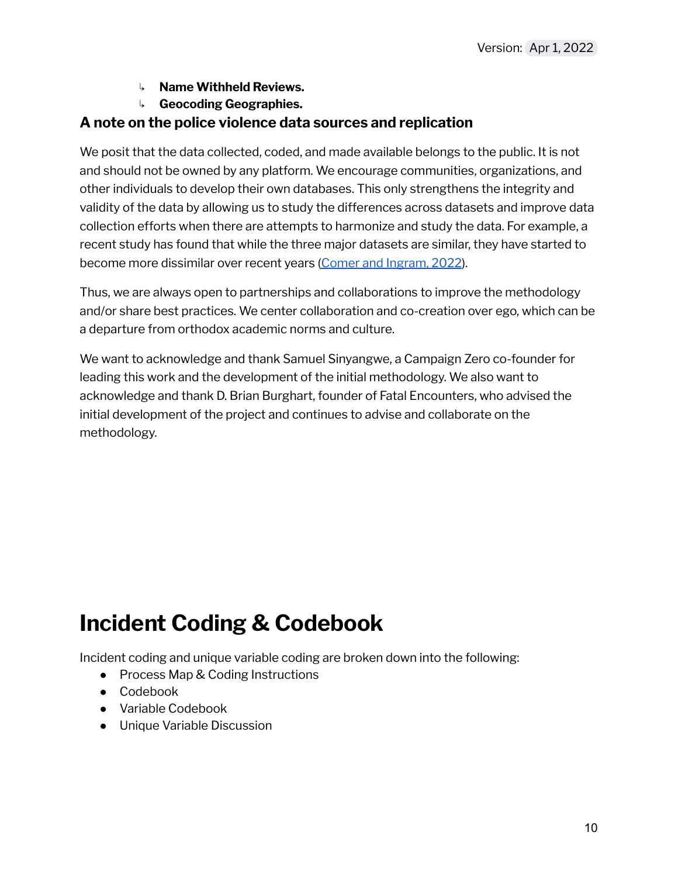- ↳ **Name Withheld Reviews.**
- ↳ **Geocoding Geographies.**

### A note on the police violence data sources and replication

We posit that the data collected, coded, and made available belongs to the public. It is not and should not be owned by any platform. We encourage communities, organizations, and other individuals to develop their own databases. This only strengthens the integrity and validity of the data by allowing us to study the differences across datasets and improve data collection efforts when there are attempts to harmonize and study the data. For example, a recent study has found that while the three major datasets are similar, they have started to become more dissimilar over recent years (Comer and Ingram, 2022).

Thus, we are always open to partnerships and collaborations to improve the methodology and/or share best practices. We center collaboration and co-creation over ego, which can be a departure from orthodox academic norms and culture.

We want to acknowledge and thank Samuel Sinyangwe, a Campaign Zero co-founder for leading this work and the development of the initial methodology. We also want to acknowledge and thank D. Brian Burghart, founder of Fatal Encounters, who advised the initial development of the project and continues to advise and collaborate on the methodology.

# Incident Coding & Codebook

Incident coding and unique variable coding are broken down into the following:

- Process Map & Coding Instructions
- Codebook
- Variable Codebook
- Unique Variable Discussion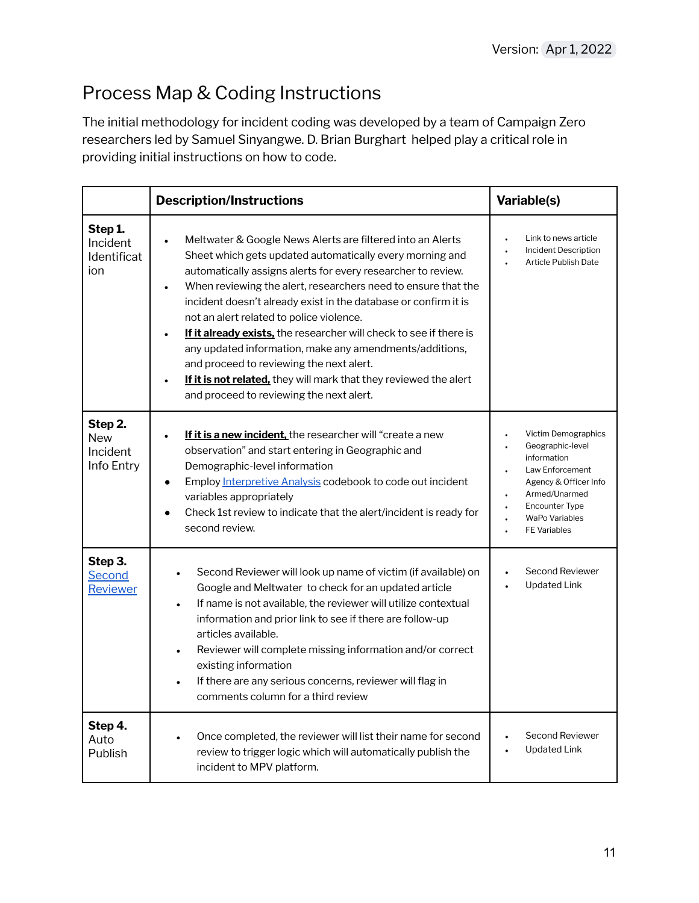Version: Apr 1, 2022

# Process Map & Coding Instructions

The initial methodology for incident coding was developed by a team of Campaign Zero researchers led by Samuel Sinyangwe. D. Brian Burghart helped play a critical role in providing initial instructions on how to code.

| | Description/Instructions | Variable(s) |
|---|---|---|
| **Step 1.** Incident Identification | • Meltwater & Google News Alerts are filtered into an Alerts Sheet which gets updated automatically every morning and automatically assigns alerts for every researcher to review.<br>• When reviewing the alert, researchers need to ensure that the incident doesn't already exist in the database or confirm it is not an alert related to police violence.<br>• **If it already exists,** the researcher will check to see if there is any updated information, make any amendments/additions, and proceed to reviewing the next alert.<br>• **If it is not related,** they will mark that they reviewed the alert and proceed to reviewing the next alert. | • Link to news article<br>• Incident Description<br>• Article Publish Date |
| **Step 2.** New Incident Info Entry | • **If it is a new incident,** the researcher will "create a new observation" and start entering in Geographic and Demographic-level information<br>• Employ Interpretive Analysis codebook to code out incident variables appropriately<br>• Check 1st review to indicate that the alert/incident is ready for second review. | • Victim Demographics<br>• Geographic-level information<br>• Law Enforcement Agency & Officer Info<br>• Armed/Unarmed<br>• Encounter Type<br>• WaPo Variables<br>• FE Variables |
| **Step 3.** Second Reviewer | • Second Reviewer will look up name of victim (if available) on Google and Meltwater to check for an updated article<br>• If name is not available, the reviewer will utilize contextual information and prior link to see if there are follow-up articles available.<br>• Reviewer will complete missing information and/or correct existing information<br>• If there are any serious concerns, reviewer will flag in comments column for a third review | • Second Reviewer<br>• Updated Link |
| **Step 4.** Auto Publish | • Once completed, the reviewer will list their name for second review to trigger logic which will automatically publish the incident to MPV platform. | • Second Reviewer<br>• Updated Link |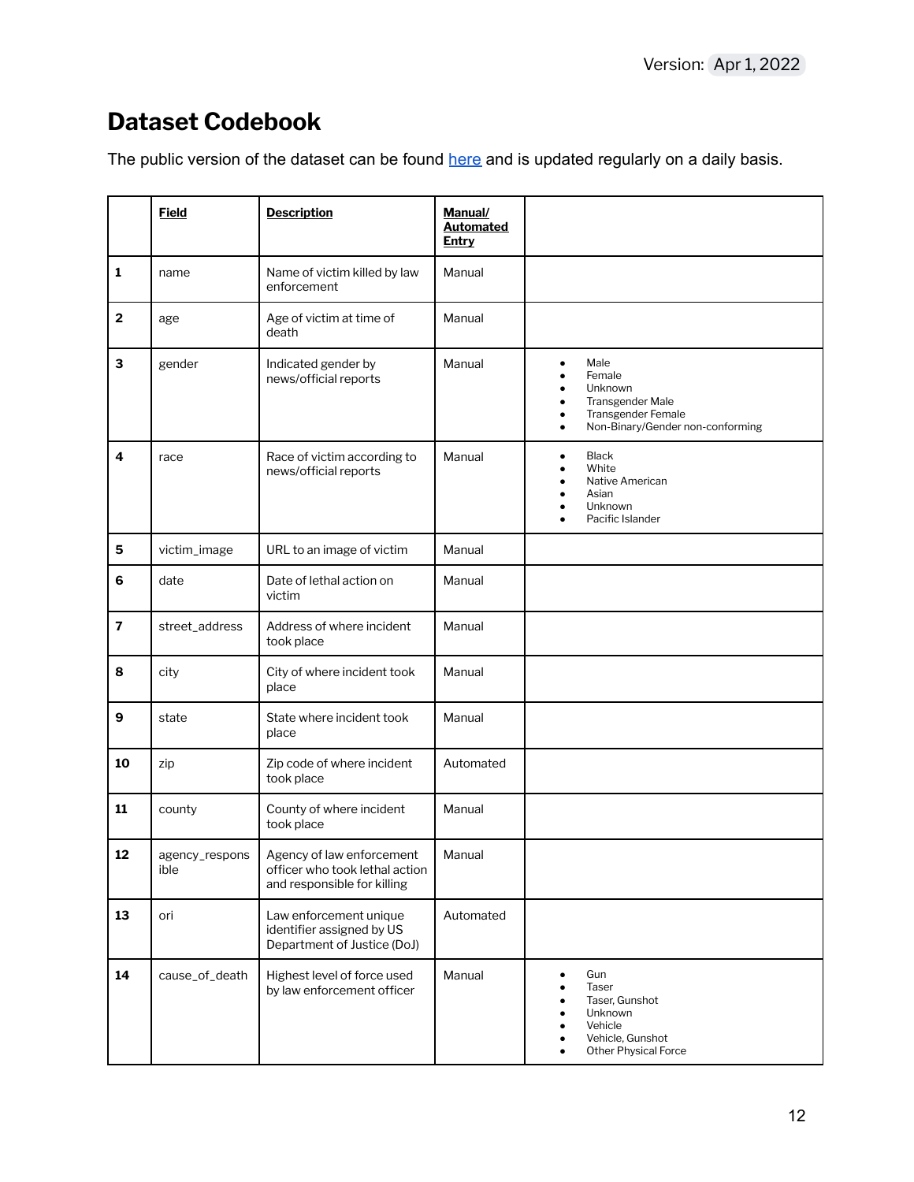Version: Apr 1, 2022

# Dataset Codebook

The public version of the dataset can be found here and is updated regularly on a daily basis.

| | **Field** | **Description** | **Manual/ Automated Entry** | |
|---|---|---|---|---|
| **1** | name | Name of victim killed by law enforcement | Manual | |
| **2** | age | Age of victim at time of death | Manual | |
| **3** | gender | Indicated gender by news/official reports | Manual | • Male<br>• Female<br>• Unknown<br>• Transgender Male<br>• Transgender Female<br>• Non-Binary/Gender non-conforming |
| **4** | race | Race of victim according to news/official reports | Manual | • Black<br>• White<br>• Native American<br>• Asian<br>• Unknown<br>• Pacific Islander |
| **5** | victim_image | URL to an image of victim | Manual | |
| **6** | date | Date of lethal action on victim | Manual | |
| **7** | street_address | Address of where incident took place | Manual | |
| **8** | city | City of where incident took place | Manual | |
| **9** | state | State where incident took place | Manual | |
| **10** | zip | Zip code of where incident took place | Automated | |
| **11** | county | County of where incident took place | Manual | |
| **12** | agency_responsible | Agency of law enforcement officer who took lethal action and responsible for killing | Manual | |
| **13** | ori | Law enforcement unique identifier assigned by US Department of Justice (DoJ) | Automated | |
| **14** | cause_of_death | Highest level of force used by law enforcement officer | Manual | • Gun<br>• Taser<br>• Taser, Gunshot<br>• Unknown<br>• Vehicle<br>• Vehicle, Gunshot<br>• Other Physical Force |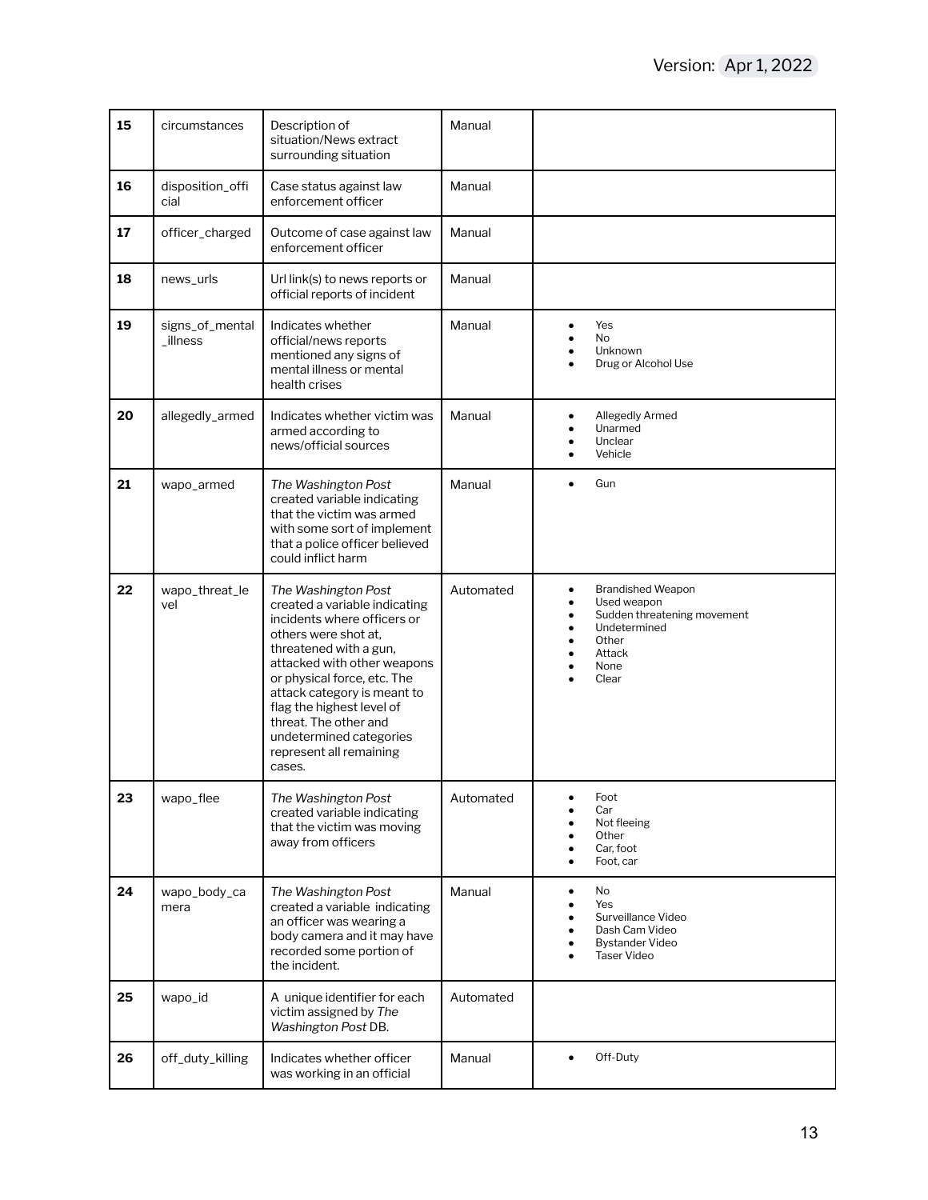| | | | | |
|---|---|---|---|---|
| **15** | circumstances | Description of situation/News extract surrounding situation | Manual | |
| **16** | disposition_official | Case status against law enforcement officer | Manual | |
| **17** | officer_charged | Outcome of case against law enforcement officer | Manual | |
| **18** | news_urls | Url link(s) to news reports or official reports of incident | Manual | |
| **19** | signs_of_mental_illness | Indicates whether official/news reports mentioned any signs of mental illness or mental health crises | Manual | • Yes<br>• No<br>• Unknown<br>• Drug or Alcohol Use |
| **20** | allegedly_armed | Indicates whether victim was armed according to news/official sources | Manual | • Allegedly Armed<br>• Unarmed<br>• Unclear<br>• Vehicle |
| **21** | wapo_armed | *The Washington Post* created variable indicating that the victim was armed with some sort of implement that a police officer believed could inflict harm | Manual | • Gun |
| **22** | wapo_threat_level | *The Washington Post* created a variable indicating incidents where officers or others were shot at, threatened with a gun, attacked with other weapons or physical force, etc. The attack category is meant to flag the highest level of threat. The other and undetermined categories represent all remaining cases. | Automated | • Brandished Weapon<br>• Used weapon<br>• Sudden threatening movement<br>• Undetermined<br>• Other<br>• Attack<br>• None<br>• Clear |
| **23** | wapo_flee | *The Washington Post* created variable indicating that the victim was moving away from officers | Automated | • Foot<br>• Car<br>• Not fleeing<br>• Other<br>• Car, foot<br>• Foot, car |
| **24** | wapo_body_camera | *The Washington Post* created a variable indicating an officer was wearing a body camera and it may have recorded some portion of the incident. | Manual | • No<br>• Yes<br>• Surveillance Video<br>• Dash Cam Video<br>• Bystander Video<br>• Taser Video |
| **25** | wapo_id | A unique identifier for each victim assigned by *The Washington Post* DB. | Automated | |
| **26** | off_duty_killing | Indicates whether officer was working in an official | Manual | • Off-Duty |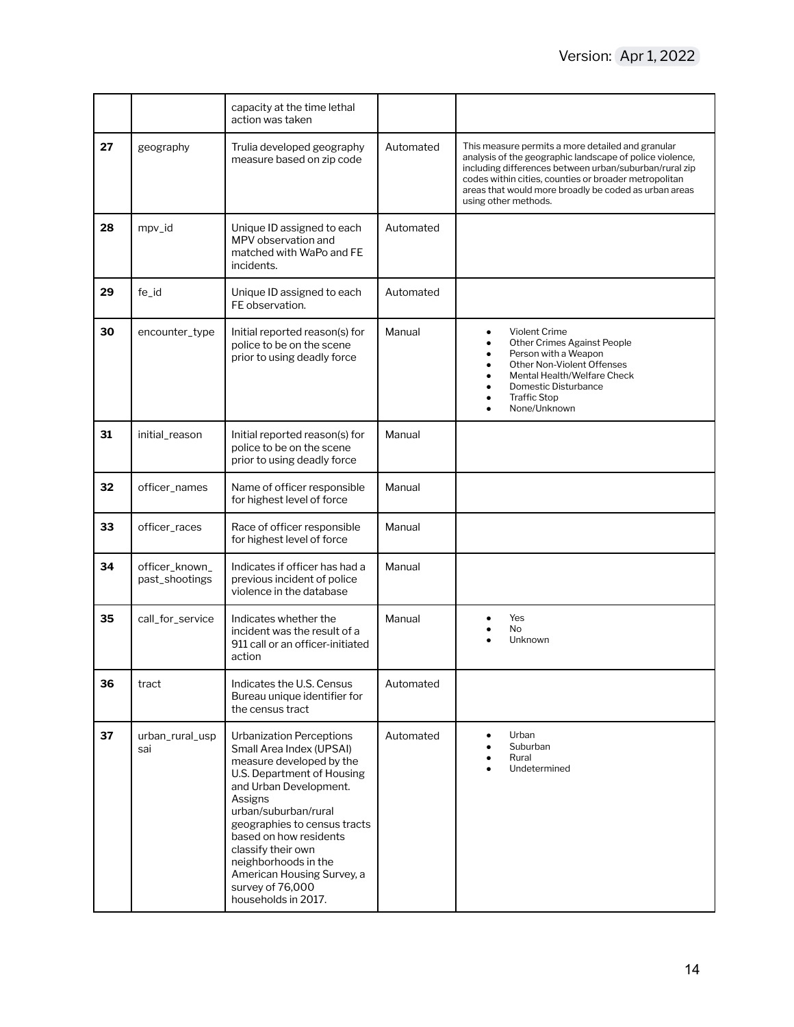| | | | | |
|---|---|---|---|---|
| | | capacity at the time lethal action was taken | | |
| **27** | geography | Trulia developed geography measure based on zip code | Automated | This measure permits a more detailed and granular analysis of the geographic landscape of police violence, including differences between urban/suburban/rural zip codes within cities, counties or broader metropolitan areas that would more broadly be coded as urban areas using other methods. |
| **28** | mpv_id | Unique ID assigned to each MPV observation and matched with WaPo and FE incidents. | Automated | |
| **29** | fe_id | Unique ID assigned to each FE observation. | Automated | |
| **30** | encounter_type | Initial reported reason(s) for police to be on the scene prior to using deadly force | Manual | • Violent Crime<br>• Other Crimes Against People<br>• Person with a Weapon<br>• Other Non-Violent Offenses<br>• Mental Health/Welfare Check<br>• Domestic Disturbance<br>• Traffic Stop<br>• None/Unknown |
| **31** | initial_reason | Initial reported reason(s) for police to be on the scene prior to using deadly force | Manual | |
| **32** | officer_names | Name of officer responsible for highest level of force | Manual | |
| **33** | officer_races | Race of officer responsible for highest level of force | Manual | |
| **34** | officer_known_past_shootings | Indicates if officer has had a previous incident of police violence in the database | Manual | |
| **35** | call_for_service | Indicates whether the incident was the result of a 911 call or an officer-initiated action | Manual | • Yes<br>• No<br>• Unknown |
| **36** | tract | Indicates the U.S. Census Bureau unique identifier for the census tract | Automated | |
| **37** | urban_rural_uspsai | Urbanization Perceptions Small Area Index (UPSAI) measure developed by the U.S. Department of Housing and Urban Development. Assigns urban/suburban/rural geographies to census tracts based on how residents classify their own neighborhoods in the American Housing Survey, a survey of 76,000 households in 2017. | Automated | • Urban<br>• Suburban<br>• Rural<br>• Undetermined |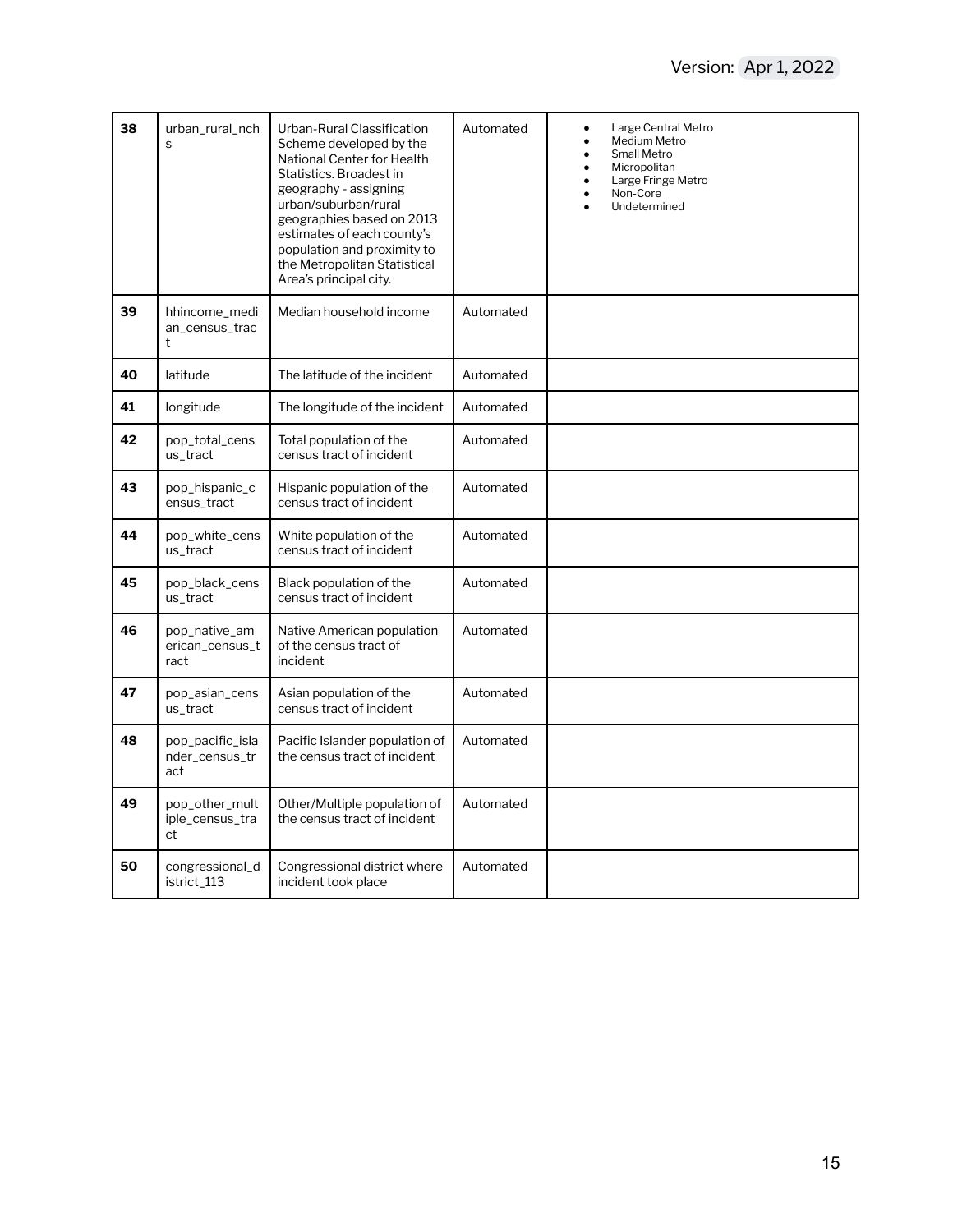| | | | | |
|---|---|---|---|---|
| **38** | urban_rural_nchs | Urban-Rural Classification Scheme developed by the National Center for Health Statistics. Broadest in geography - assigning urban/suburban/rural geographies based on 2013 estimates of each county's population and proximity to the Metropolitan Statistical Area's principal city. | Automated | • Large Central Metro<br>• Medium Metro<br>• Small Metro<br>• Micropolitan<br>• Large Fringe Metro<br>• Non-Core<br>• Undetermined |
| **39** | hhincome_median_census_tract | Median household income | Automated | |
| **40** | latitude | The latitude of the incident | Automated | |
| **41** | longitude | The longitude of the incident | Automated | |
| **42** | pop_total_census_tract | Total population of the census tract of incident | Automated | |
| **43** | pop_hispanic_census_tract | Hispanic population of the census tract of incident | Automated | |
| **44** | pop_white_census_tract | White population of the census tract of incident | Automated | |
| **45** | pop_black_census_tract | Black population of the census tract of incident | Automated | |
| **46** | pop_native_american_census_tract | Native American population of the census tract of incident | Automated | |
| **47** | pop_asian_census_tract | Asian population of the census tract of incident | Automated | |
| **48** | pop_pacific_islander_census_tract | Pacific Islander population of the census tract of incident | Automated | |
| **49** | pop_other_multiple_census_tract | Other/Multiple population of the census tract of incident | Automated | |
| **50** | congressional_district_113 | Congressional district where incident took place | Automated | |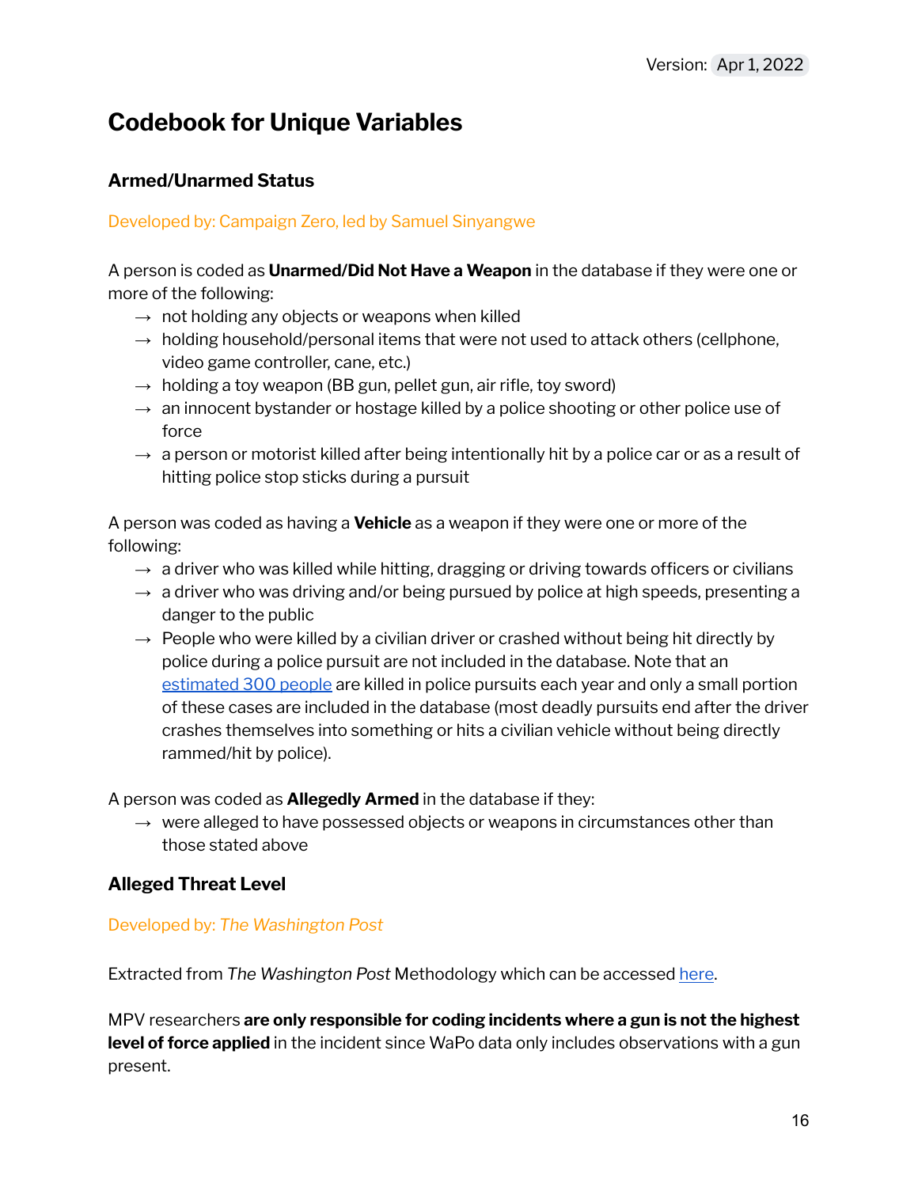Version: Apr 1, 2022

# Codebook for Unique Variables

## Armed/Unarmed Status

Developed by: Campaign Zero, led by Samuel Sinyangwe

A person is coded as **Unarmed/Did Not Have a Weapon** in the database if they were one or more of the following:

→ not holding any objects or weapons when killed
→ holding household/personal items that were not used to attack others (cellphone, video game controller, cane, etc.)
→ holding a toy weapon (BB gun, pellet gun, air rifle, toy sword)
→ an innocent bystander or hostage killed by a police shooting or other police use of force
→ a person or motorist killed after being intentionally hit by a police car or as a result of hitting police stop sticks during a pursuit

A person was coded as having a **Vehicle** as a weapon if they were one or more of the following:

→ a driver who was killed while hitting, dragging or driving towards officers or civilians
→ a driver who was driving and/or being pursued by police at high speeds, presenting a danger to the public
→ People who were killed by a civilian driver or crashed without being hit directly by police during a police pursuit are not included in the database. Note that an estimated 300 people are killed in police pursuits each year and only a small portion of these cases are included in the database (most deadly pursuits end after the driver crashes themselves into something or hits a civilian vehicle without being directly rammed/hit by police).

A person was coded as **Allegedly Armed** in the database if they:

→ were alleged to have possessed objects or weapons in circumstances other than those stated above

## Alleged Threat Level

Developed by: *The Washington Post*

Extracted from *The Washington Post* Methodology which can be accessed here.

MPV researchers **are only responsible for coding incidents where a gun is not the highest level of force applied** in the incident since WaPo data only includes observations with a gun present.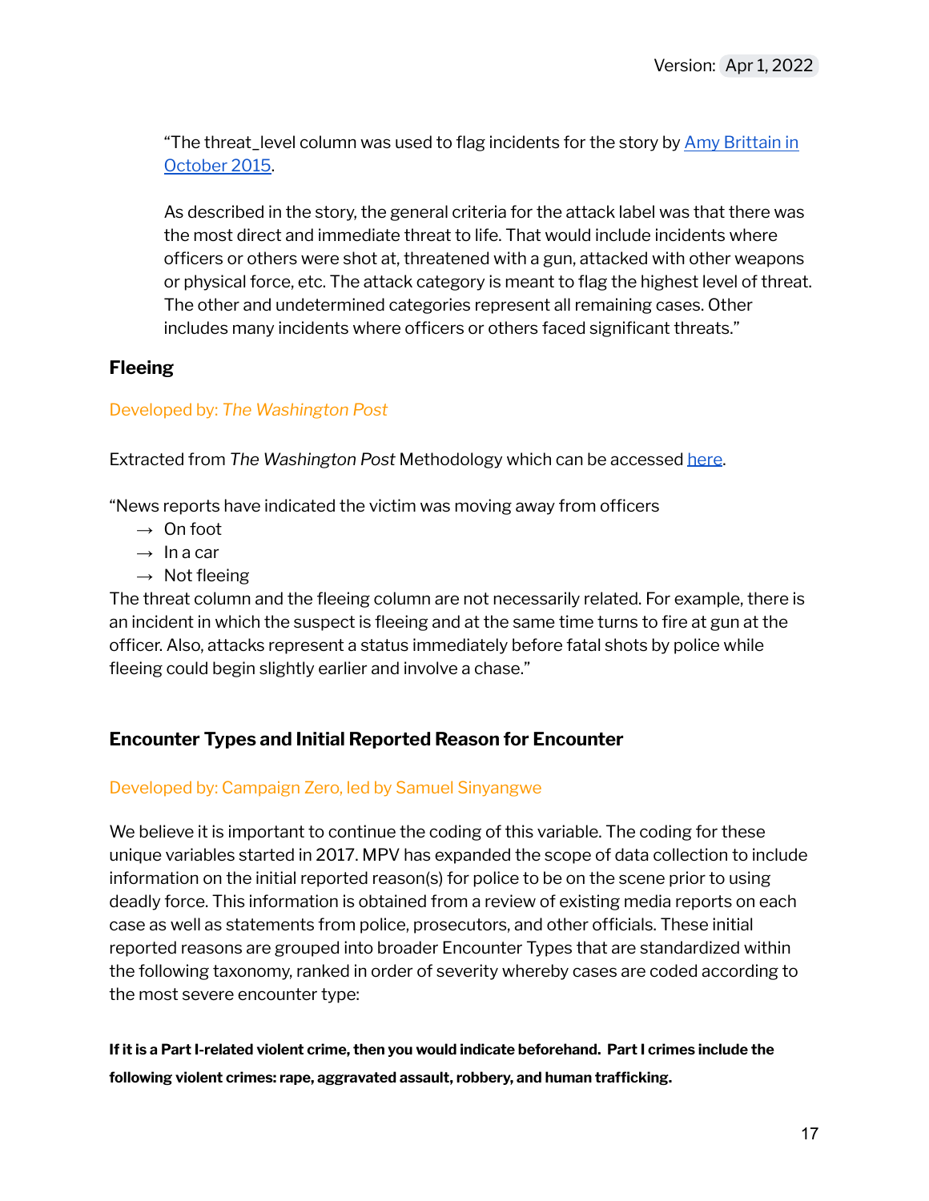“The threat_level column was used to flag incidents for the story by [Amy Brittain in October 2015](#).

As described in the story, the general criteria for the attack label was that there was the most direct and immediate threat to life. That would include incidents where officers or others were shot at, threatened with a gun, attacked with other weapons or physical force, etc. The attack category is meant to flag the highest level of threat. The other and undetermined categories represent all remaining cases. Other includes many incidents where officers or others faced significant threats.”

### Fleeing

Developed by: *The Washington Post*

Extracted from *The Washington Post* Methodology which can be accessed [here](#).

“News reports have indicated the victim was moving away from officers

- → On foot
- → In a car
- → Not fleeing

The threat column and the fleeing column are not necessarily related. For example, there is an incident in which the suspect is fleeing and at the same time turns to fire at gun at the officer. Also, attacks represent a status immediately before fatal shots by police while fleeing could begin slightly earlier and involve a chase.”

### Encounter Types and Initial Reported Reason for Encounter

Developed by: Campaign Zero, led by Samuel Sinyangwe

We believe it is important to continue the coding of this variable. The coding for these unique variables started in 2017. MPV has expanded the scope of data collection to include information on the initial reported reason(s) for police to be on the scene prior to using deadly force. This information is obtained from a review of existing media reports on each case as well as statements from police, prosecutors, and other officials. These initial reported reasons are grouped into broader Encounter Types that are standardized within the following taxonomy, ranked in order of severity whereby cases are coded according to the most severe encounter type:

**If it is a Part I-related violent crime, then you would indicate beforehand. Part I crimes include the following violent crimes: rape, aggravated assault, robbery, and human trafficking.**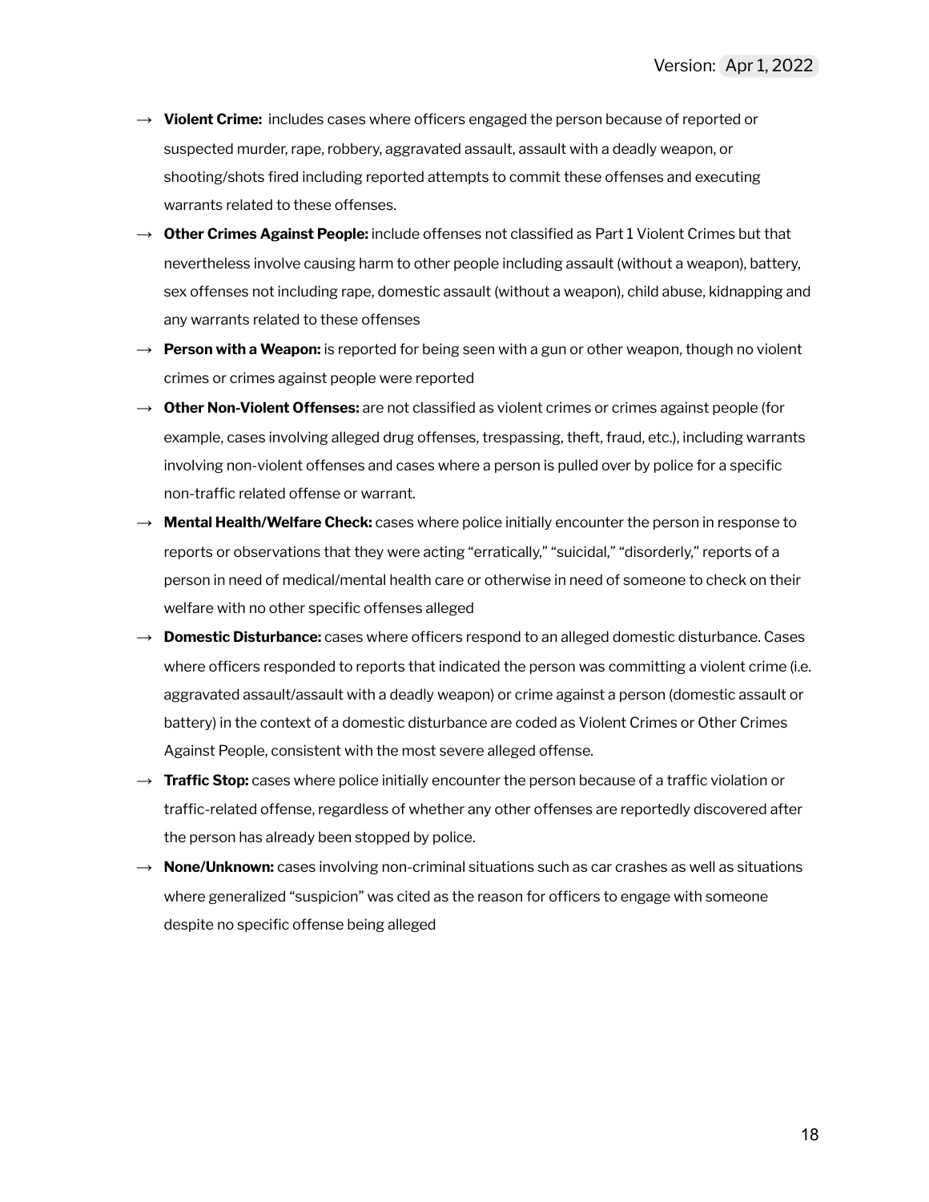- → **Violent Crime:** includes cases where officers engaged the person because of reported or suspected murder, rape, robbery, aggravated assault, assault with a deadly weapon, or shooting/shots fired including reported attempts to commit these offenses and executing warrants related to these offenses.
- → **Other Crimes Against People:** include offenses not classified as Part 1 Violent Crimes but that nevertheless involve causing harm to other people including assault (without a weapon), battery, sex offenses not including rape, domestic assault (without a weapon), child abuse, kidnapping and any warrants related to these offenses
- → **Person with a Weapon:** is reported for being seen with a gun or other weapon, though no violent crimes or crimes against people were reported
- → **Other Non-Violent Offenses:** are not classified as violent crimes or crimes against people (for example, cases involving alleged drug offenses, trespassing, theft, fraud, etc.), including warrants involving non-violent offenses and cases where a person is pulled over by police for a specific non-traffic related offense or warrant.
- → **Mental Health/Welfare Check:** cases where police initially encounter the person in response to reports or observations that they were acting "erratically," "suicidal," "disorderly," reports of a person in need of medical/mental health care or otherwise in need of someone to check on their welfare with no other specific offenses alleged
- → **Domestic Disturbance:** cases where officers respond to an alleged domestic disturbance. Cases where officers responded to reports that indicated the person was committing a violent crime (i.e. aggravated assault/assault with a deadly weapon) or crime against a person (domestic assault or battery) in the context of a domestic disturbance are coded as Violent Crimes or Other Crimes Against People, consistent with the most severe alleged offense.
- → **Traffic Stop:** cases where police initially encounter the person because of a traffic violation or traffic-related offense, regardless of whether any other offenses are reportedly discovered after the person has already been stopped by police.
- → **None/Unknown:** cases involving non-criminal situations such as car crashes as well as situations where generalized "suspicion" was cited as the reason for officers to engage with someone despite no specific offense being alleged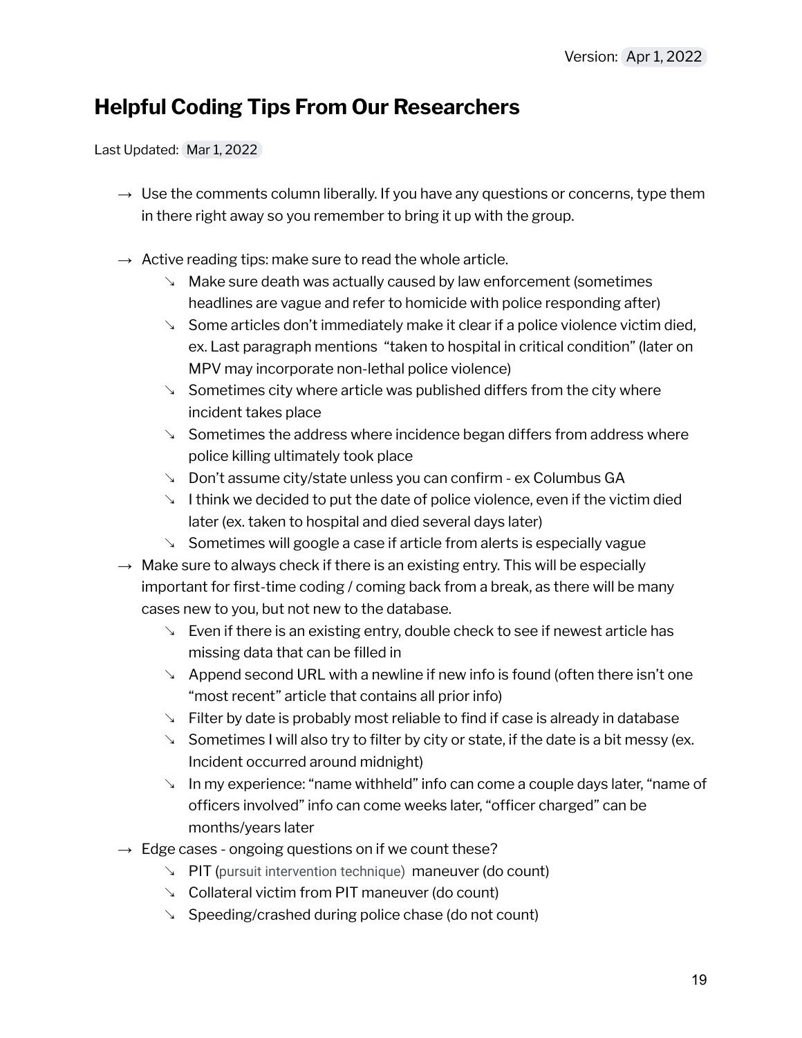Version: Apr 1, 2022

## Helpful Coding Tips From Our Researchers

Last Updated: Mar 1, 2022

- Use the comments column liberally. If you have any questions or concerns, type them in there right away so you remember to bring it up with the group.

- Active reading tips: make sure to read the whole article.
  - Make sure death was actually caused by law enforcement (sometimes headlines are vague and refer to homicide with police responding after)
  - Some articles don't immediately make it clear if a police violence victim died, ex. Last paragraph mentions "taken to hospital in critical condition" (later on MPV may incorporate non-lethal police violence)
  - Sometimes city where article was published differs from the city where incident takes place
  - Sometimes the address where incidence began differs from address where police killing ultimately took place
  - Don't assume city/state unless you can confirm - ex Columbus GA
  - I think we decided to put the date of police violence, even if the victim died later (ex. taken to hospital and died several days later)
  - Sometimes will google a case if article from alerts is especially vague
- Make sure to always check if there is an existing entry. This will be especially important for first-time coding / coming back from a break, as there will be many cases new to you, but not new to the database.
  - Even if there is an existing entry, double check to see if newest article has missing data that can be filled in
  - Append second URL with a newline if new info is found (often there isn't one "most recent" article that contains all prior info)
  - Filter by date is probably most reliable to find if case is already in database
  - Sometimes I will also try to filter by city or state, if the date is a bit messy (ex. Incident occurred around midnight)
  - In my experience: "name withheld" info can come a couple days later, "name of officers involved" info can come weeks later, "officer charged" can be months/years later
- Edge cases - ongoing questions on if we count these?
  - PIT (pursuit intervention technique) maneuver (do count)
  - Collateral victim from PIT maneuver (do count)
  - Speeding/crashed during police chase (do not count)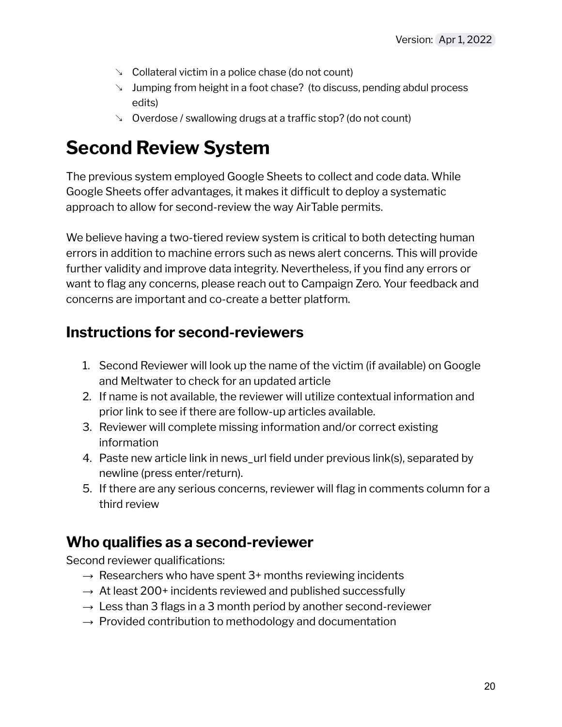- ↘ Collateral victim in a police chase (do not count)
- ↘ Jumping from height in a foot chase? (to discuss, pending abdul process edits)
- ↘ Overdose / swallowing drugs at a traffic stop? (do not count)

# Second Review System

The previous system employed Google Sheets to collect and code data. While Google Sheets offer advantages, it makes it difficult to deploy a systematic approach to allow for second-review the way AirTable permits.

We believe having a two-tiered review system is critical to both detecting human errors in addition to machine errors such as news alert concerns. This will provide further validity and improve data integrity. Nevertheless, if you find any errors or want to flag any concerns, please reach out to Campaign Zero. Your feedback and concerns are important and co-create a better platform.

## Instructions for second-reviewers

1. Second Reviewer will look up the name of the victim (if available) on Google and Meltwater to check for an updated article
2. If name is not available, the reviewer will utilize contextual information and prior link to see if there are follow-up articles available.
3. Reviewer will complete missing information and/or correct existing information
4. Paste new article link in news_url field under previous link(s), separated by newline (press enter/return).
5. If there are any serious concerns, reviewer will flag in comments column for a third review

## Who qualifies as a second-reviewer

Second reviewer qualifications:

- → Researchers who have spent 3+ months reviewing incidents
- → At least 200+ incidents reviewed and published successfully
- → Less than 3 flags in a 3 month period by another second-reviewer
- → Provided contribution to methodology and documentation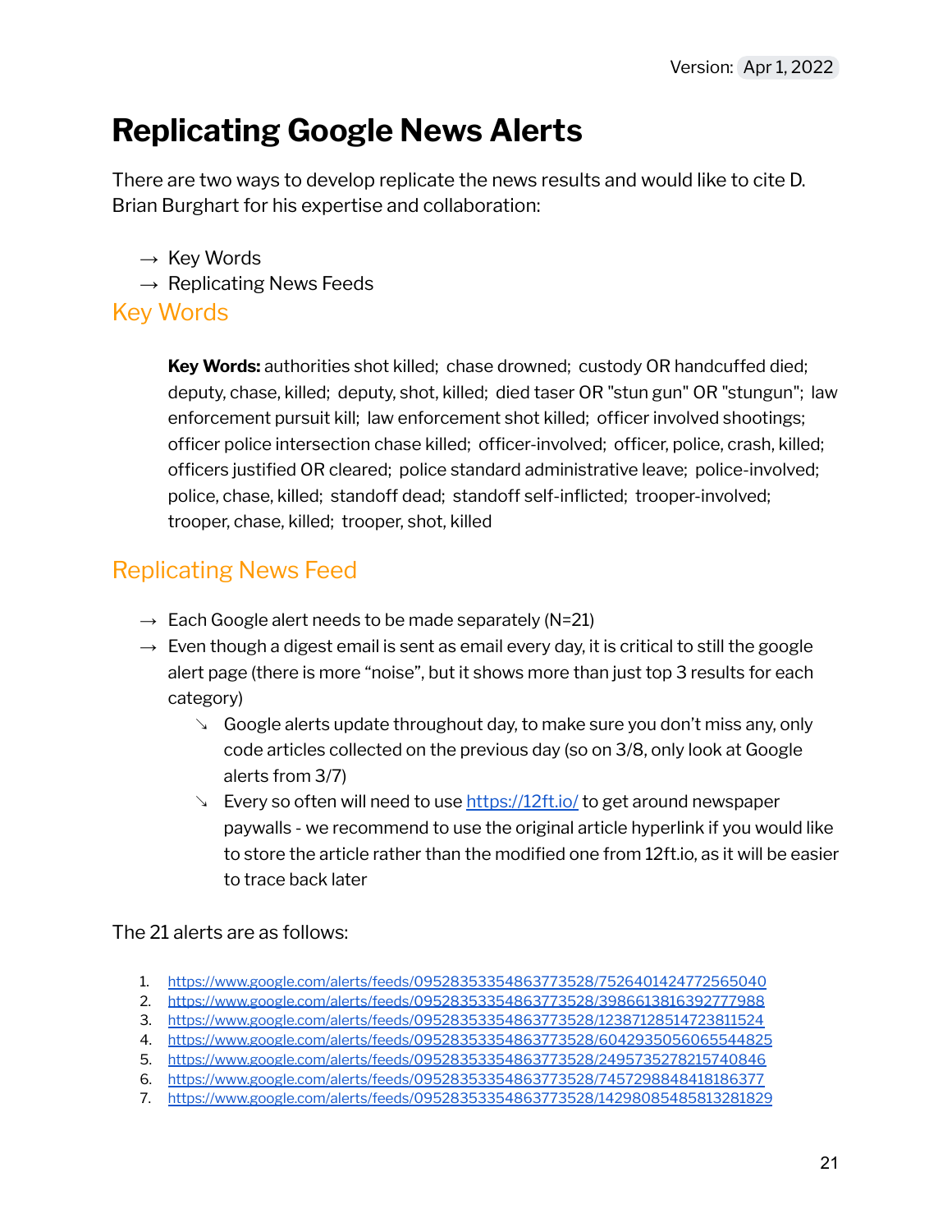Version: Apr 1, 2022

# Replicating Google News Alerts

There are two ways to develop replicate the news results and would like to cite D. Brian Burghart for his expertise and collaboration:

→ Key Words
→ Replicating News Feeds

## Key Words

> **Key Words:** authorities shot killed; chase drowned; custody OR handcuffed died; deputy, chase, killed; deputy, shot, killed; died taser OR "stun gun" OR "stungun"; law enforcement pursuit kill; law enforcement shot killed; officer involved shootings; officer police intersection chase killed; officer-involved; officer, police, crash, killed; officers justified OR cleared; police standard administrative leave; police-involved; police, chase, killed; standoff dead; standoff self-inflicted; trooper-involved; trooper, chase, killed; trooper, shot, killed

## Replicating News Feed

→ Each Google alert needs to be made separately (N=21)

→ Even though a digest email is sent as email every day, it is critical to still the google alert page (there is more "noise", but it shows more than just top 3 results for each category)

↘ Google alerts update throughout day, to make sure you don't miss any, only code articles collected on the previous day (so on 3/8, only look at Google alerts from 3/7)

↘ Every so often will need to use https://12ft.io/ to get around newspaper paywalls - we recommend to use the original article hyperlink if you would like to store the article rather than the modified one from 12ft.io, as it will be easier to trace back later

The 21 alerts are as follows:

1. https://www.google.com/alerts/feeds/09528353354863773528/7526401424772565040
2. https://www.google.com/alerts/feeds/09528353354863773528/3986613816392777988
3. https://www.google.com/alerts/feeds/09528353354863773528/12387128514723811524
4. https://www.google.com/alerts/feeds/09528353354863773528/6042935056065544825
5. https://www.google.com/alerts/feeds/09528353354863773528/2495735278215740846
6. https://www.google.com/alerts/feeds/09528353354863773528/7457298848418186377
7. https://www.google.com/alerts/feeds/09528353354863773528/14298085485813281829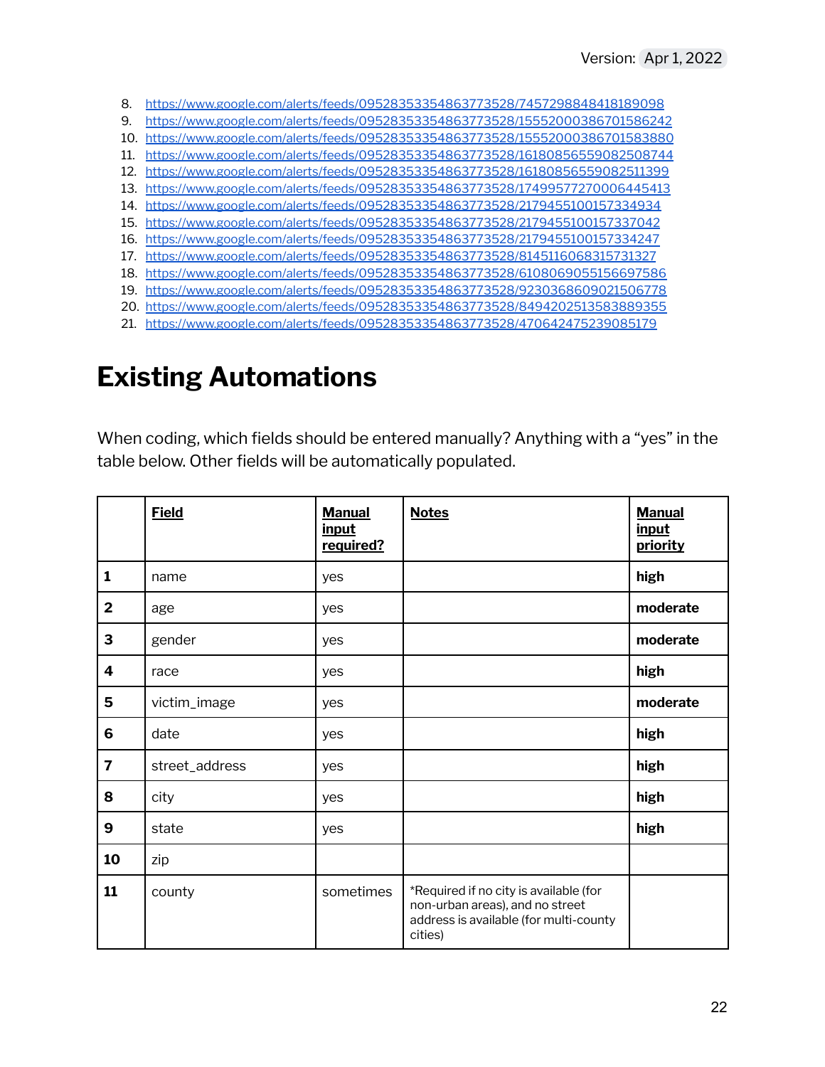8. https://www.google.com/alerts/feeds/09528353354863773528/7457298848418189098
9. https://www.google.com/alerts/feeds/09528353354863773528/15552000386701586242
10. https://www.google.com/alerts/feeds/09528353354863773528/15552000386701583880
11. https://www.google.com/alerts/feeds/09528353354863773528/16180856559082508744
12. https://www.google.com/alerts/feeds/09528353354863773528/16180856559082511399
13. https://www.google.com/alerts/feeds/09528353354863773528/17499577270006445413
14. https://www.google.com/alerts/feeds/09528353354863773528/2179455100157334934
15. https://www.google.com/alerts/feeds/09528353354863773528/2179455100157337042
16. https://www.google.com/alerts/feeds/09528353354863773528/2179455100157334247
17. https://www.google.com/alerts/feeds/09528353354863773528/8145116068315731327
18. https://www.google.com/alerts/feeds/09528353354863773528/6108069055156697586
19. https://www.google.com/alerts/feeds/09528353354863773528/9230368609021506778
20. https://www.google.com/alerts/feeds/09528353354863773528/8494202513583889355
21. https://www.google.com/alerts/feeds/09528353354863773528/470642475239085179

# Existing Automations

When coding, which fields should be entered manually? Anything with a "yes" in the table below. Other fields will be automatically populated.

| | **Field** | **Manual input required?** | **Notes** | **Manual input priority** |
|---|---|---|---|---|
| **1** | name | yes | | **high** |
| **2** | age | yes | | **moderate** |
| **3** | gender | yes | | **moderate** |
| **4** | race | yes | | **high** |
| **5** | victim_image | yes | | **moderate** |
| **6** | date | yes | | **high** |
| **7** | street_address | yes | | **high** |
| **8** | city | yes | | **high** |
| **9** | state | yes | | **high** |
| **10** | zip | | | |
| **11** | county | sometimes | *Required if no city is available (for non-urban areas), and no street address is available (for multi-county cities) | |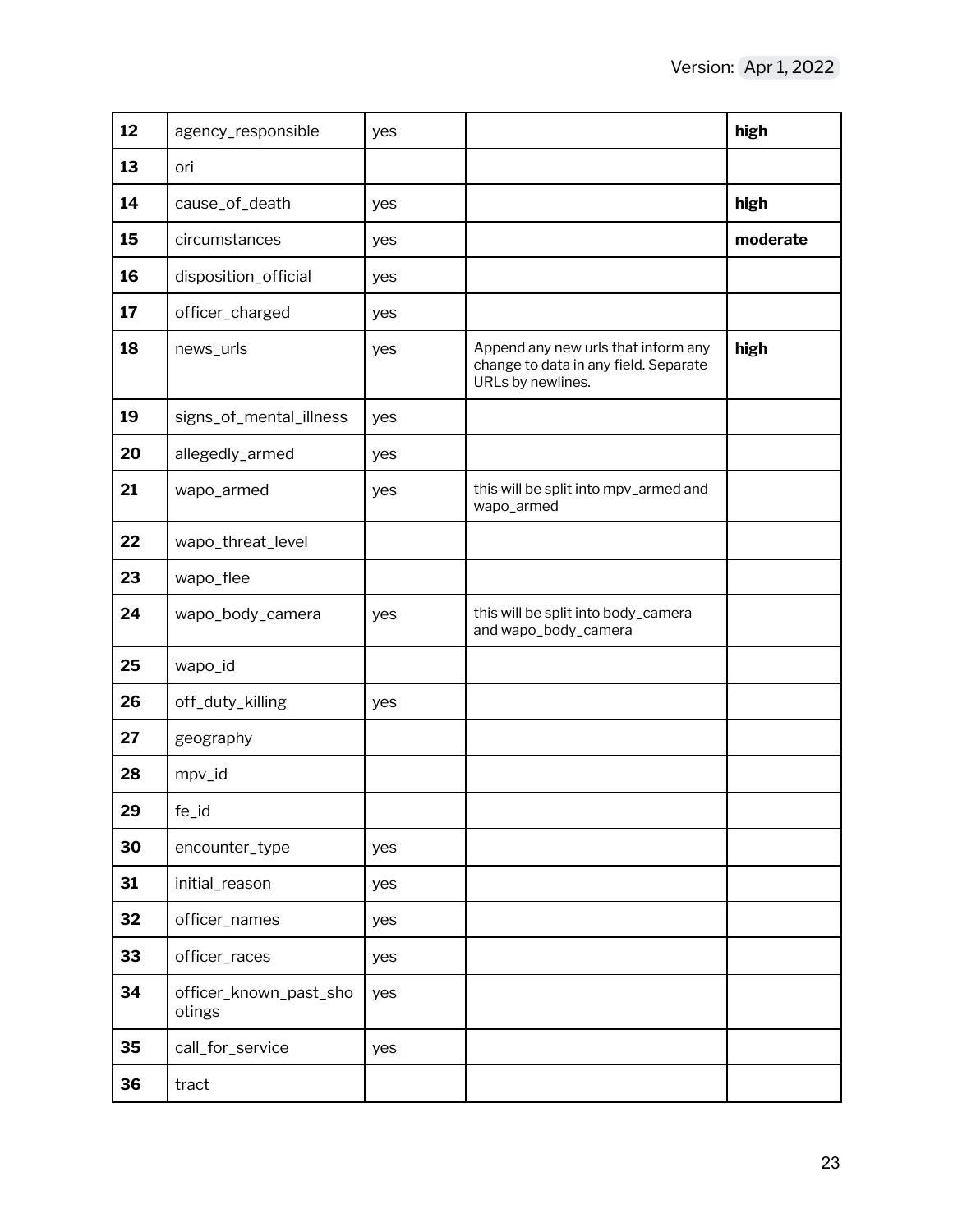| | | | | |
|---|---|---|---|---|
| **12** | agency_responsible | yes | | **high** |
| **13** | ori | | | |
| **14** | cause_of_death | yes | | **high** |
| **15** | circumstances | yes | | **moderate** |
| **16** | disposition_official | yes | | |
| **17** | officer_charged | yes | | |
| **18** | news_urls | yes | Append any new urls that inform any change to data in any field. Separate URLs by newlines. | **high** |
| **19** | signs_of_mental_illness | yes | | |
| **20** | allegedly_armed | yes | | |
| **21** | wapo_armed | yes | this will be split into mpv_armed and wapo_armed | |
| **22** | wapo_threat_level | | | |
| **23** | wapo_flee | | | |
| **24** | wapo_body_camera | yes | this will be split into body_camera and wapo_body_camera | |
| **25** | wapo_id | | | |
| **26** | off_duty_killing | yes | | |
| **27** | geography | | | |
| **28** | mpv_id | | | |
| **29** | fe_id | | | |
| **30** | encounter_type | yes | | |
| **31** | initial_reason | yes | | |
| **32** | officer_names | yes | | |
| **33** | officer_races | yes | | |
| **34** | officer_known_past_shootings | yes | | |
| **35** | call_for_service | yes | | |
| **36** | tract | | | |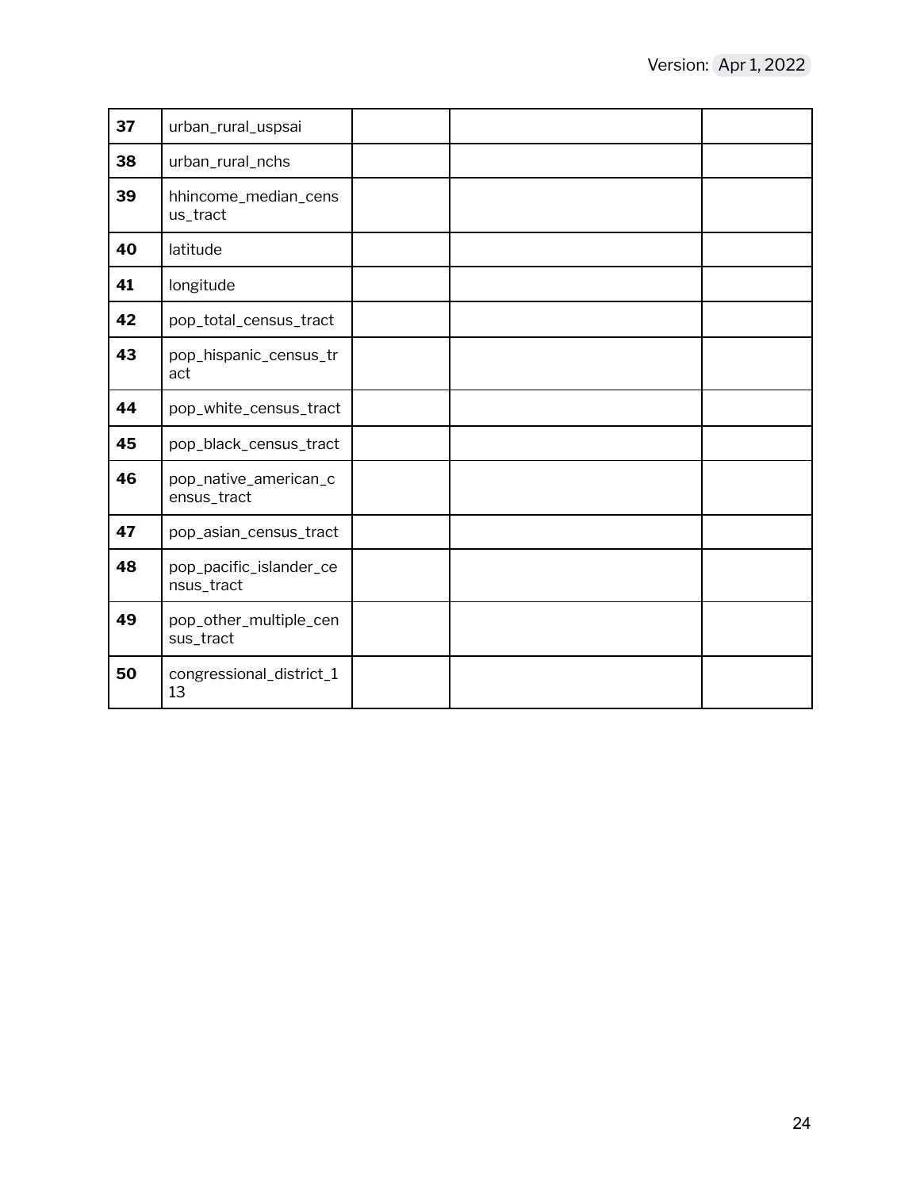| | | | | |
|---|---|---|---|---|
| **37** | urban_rural_uspsai | | | |
| **38** | urban_rural_nchs | | | |
| **39** | hhincome_median_census_tract | | | |
| **40** | latitude | | | |
| **41** | longitude | | | |
| **42** | pop_total_census_tract | | | |
| **43** | pop_hispanic_census_tract | | | |
| **44** | pop_white_census_tract | | | |
| **45** | pop_black_census_tract | | | |
| **46** | pop_native_american_census_tract | | | |
| **47** | pop_asian_census_tract | | | |
| **48** | pop_pacific_islander_census_tract | | | |
| **49** | pop_other_multiple_census_tract | | | |
| **50** | congressional_district_113 | | | |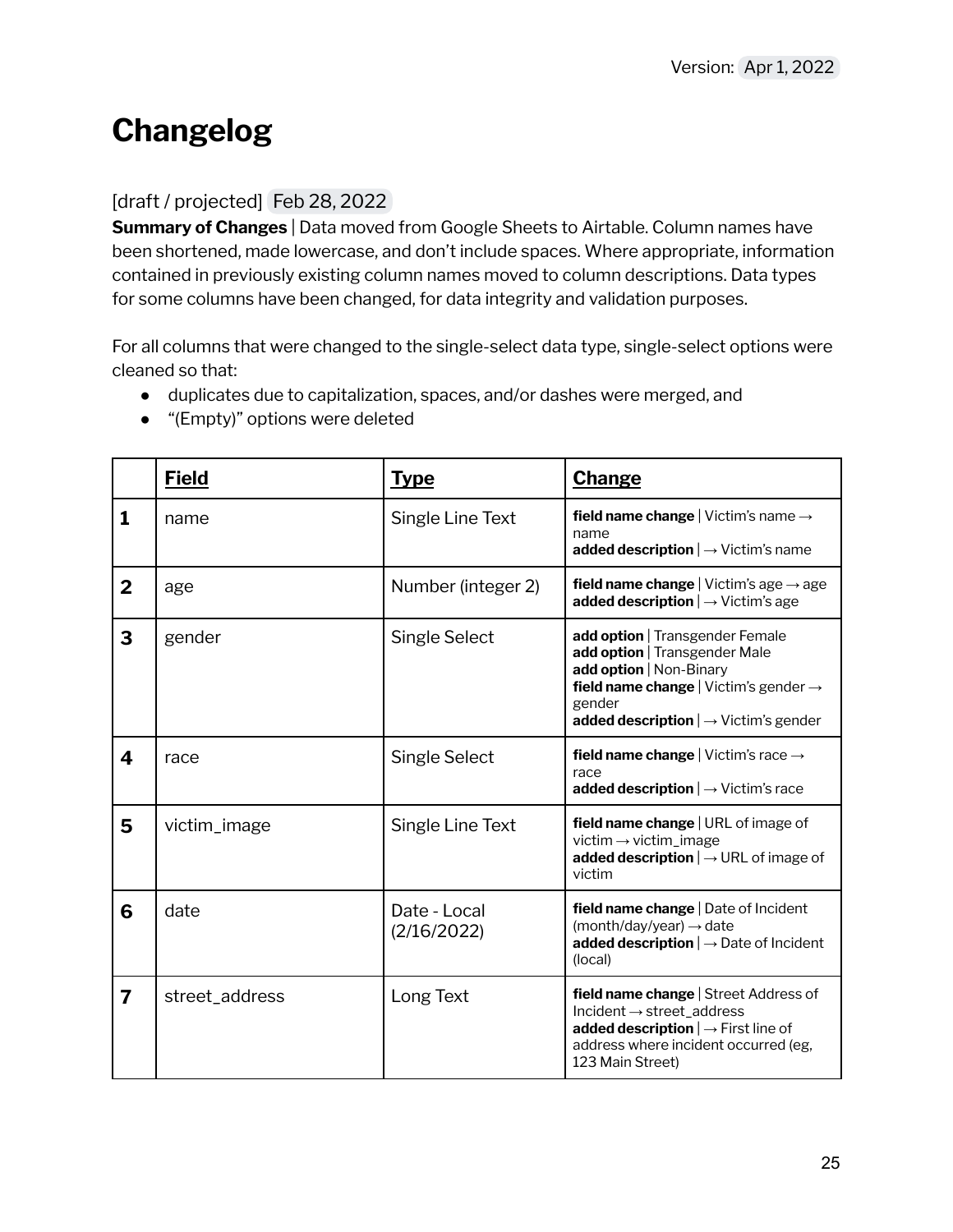Version: Apr 1, 2022

# Changelog

[draft / projected] Feb 28, 2022

**Summary of Changes** | Data moved from Google Sheets to Airtable. Column names have been shortened, made lowercase, and don't include spaces. Where appropriate, information contained in previously existing column names moved to column descriptions. Data types for some columns have been changed, for data integrity and validation purposes.

For all columns that were changed to the single-select data type, single-select options were cleaned so that:

- duplicates due to capitalization, spaces, and/or dashes were merged, and
- "(Empty)" options were deleted

| | Field | Type | Change |
|---|---|---|---|
| **1** | name | Single Line Text | **field name change** \| Victim's name → name<br>**added description** \| → Victim's name |
| **2** | age | Number (integer 2) | **field name change** \| Victim's age → age<br>**added description** \| → Victim's age |
| **3** | gender | Single Select | **add option** \| Transgender Female<br>**add option** \| Transgender Male<br>**add option** \| Non-Binary<br>**field name change** \| Victim's gender → gender<br>**added description** \| → Victim's gender |
| **4** | race | Single Select | **field name change** \| Victim's race → race<br>**added description** \| → Victim's race |
| **5** | victim_image | Single Line Text | **field name change** \| URL of image of victim → victim_image<br>**added description** \| → URL of image of victim |
| **6** | date | Date - Local (2/16/2022) | **field name change** \| Date of Incident (month/day/year) → date<br>**added description** \| → Date of Incident (local) |
| **7** | street_address | Long Text | **field name change** \| Street Address of Incident → street_address<br>**added description** \| → First line of address where incident occurred (eg, 123 Main Street) |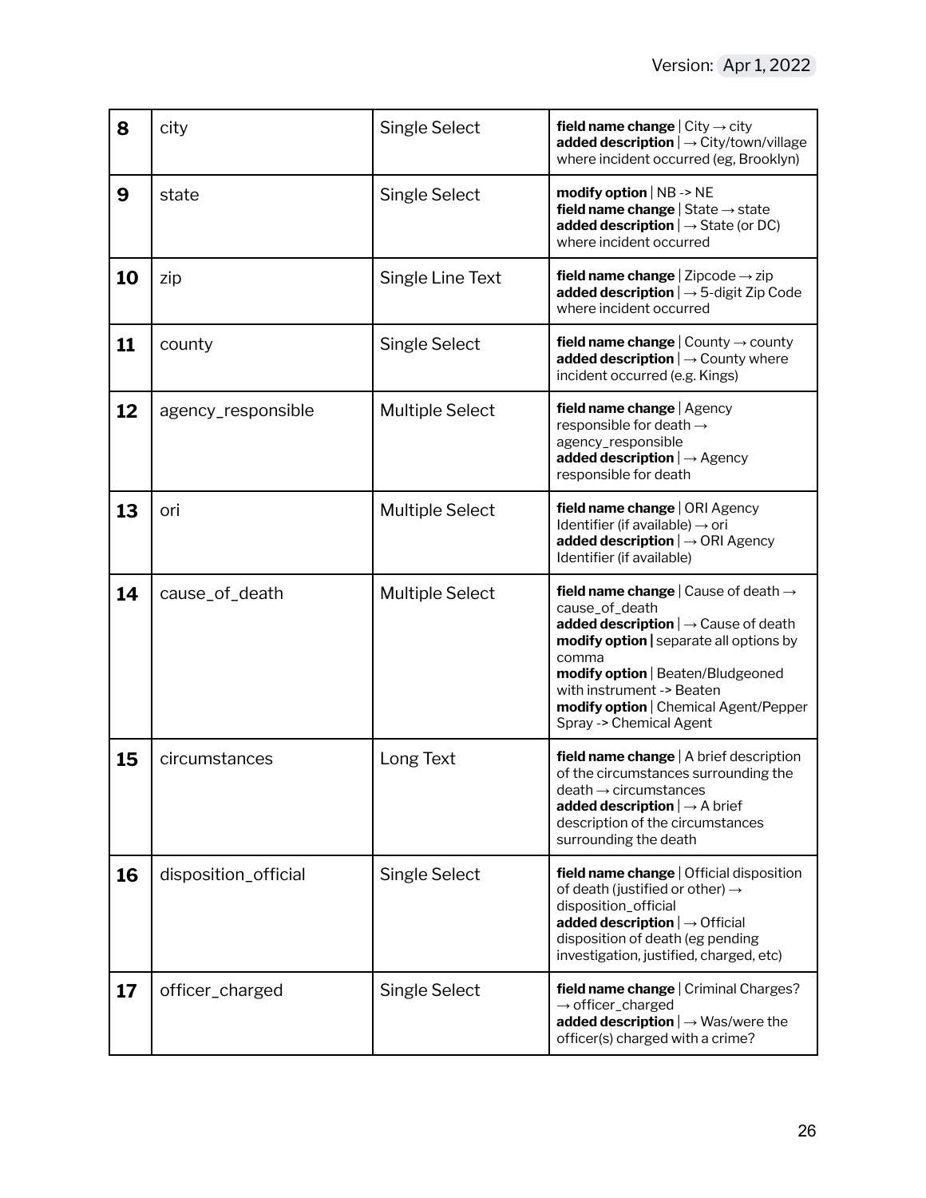| | | | |
|---|---|---|---|
| **8** | city | Single Select | **field name change** \| City → city<br>**added description** \| → City/town/village where incident occurred (eg, Brooklyn) |
| **9** | state | Single Select | **modify option** \| NB -> NE<br>**field name change** \| State → state<br>**added description** \| → State (or DC) where incident occurred |
| **10** | zip | Single Line Text | **field name change** \| Zipcode → zip<br>**added description** \| → 5-digit Zip Code where incident occurred |
| **11** | county | Single Select | **field name change** \| County → county<br>**added description** \| → County where incident occurred (e.g. Kings) |
| **12** | agency_responsible | Multiple Select | **field name change** \| Agency responsible for death → agency_responsible<br>**added description** \| → Agency responsible for death |
| **13** | ori | Multiple Select | **field name change** \| ORI Agency Identifier (if available) → ori<br>**added description** \| → ORI Agency Identifier (if available) |
| **14** | cause_of_death | Multiple Select | **field name change** \| Cause of death → cause_of_death<br>**added description** \| → Cause of death<br>**modify option \|** separate all options by comma<br>**modify option** \| Beaten/Bludgeoned with instrument -> Beaten<br>**modify option** \| Chemical Agent/Pepper Spray -> Chemical Agent |
| **15** | circumstances | Long Text | **field name change** \| A brief description of the circumstances surrounding the death → circumstances<br>**added description** \| → A brief description of the circumstances surrounding the death |
| **16** | disposition_official | Single Select | **field name change** \| Official disposition of death (justified or other) → disposition_official<br>**added description** \| → Official disposition of death (eg pending investigation, justified, charged, etc) |
| **17** | officer_charged | Single Select | **field name change** \| Criminal Charges? → officer_charged<br>**added description** \| → Was/were the officer(s) charged with a crime? |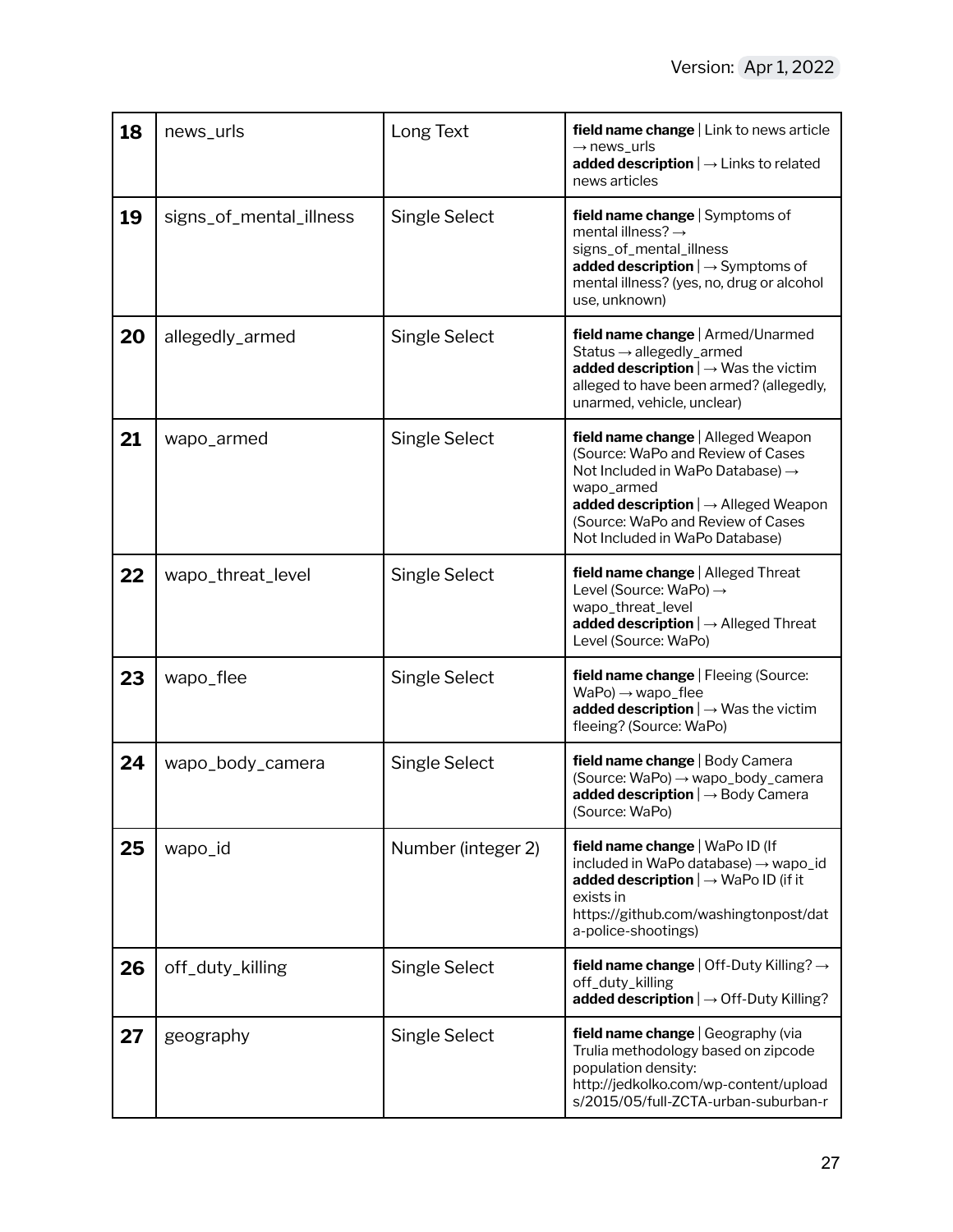Version: Apr 1, 2022

| | | | |
|---|---|---|---|
| **18** | news_urls | Long Text | **field name change** \| Link to news article → news_urls<br>**added description** \| → Links to related news articles |
| **19** | signs_of_mental_illness | Single Select | **field name change** \| Symptoms of mental illness? → signs_of_mental_illness<br>**added description** \| → Symptoms of mental illness? (yes, no, drug or alcohol use, unknown) |
| **20** | allegedly_armed | Single Select | **field name change** \| Armed/Unarmed Status → allegedly_armed<br>**added description** \| → Was the victim alleged to have been armed? (allegedly, unarmed, vehicle, unclear) |
| **21** | wapo_armed | Single Select | **field name change** \| Alleged Weapon (Source: WaPo and Review of Cases Not Included in WaPo Database) → wapo_armed<br>**added description** \| → Alleged Weapon (Source: WaPo and Review of Cases Not Included in WaPo Database) |
| **22** | wapo_threat_level | Single Select | **field name change** \| Alleged Threat Level (Source: WaPo) → wapo_threat_level<br>**added description** \| → Alleged Threat Level (Source: WaPo) |
| **23** | wapo_flee | Single Select | **field name change** \| Fleeing (Source: WaPo) → wapo_flee<br>**added description** \| → Was the victim fleeing? (Source: WaPo) |
| **24** | wapo_body_camera | Single Select | **field name change** \| Body Camera (Source: WaPo) → wapo_body_camera<br>**added description** \| → Body Camera (Source: WaPo) |
| **25** | wapo_id | Number (integer 2) | **field name change** \| WaPo ID (If included in WaPo database) → wapo_id<br>**added description** \| → WaPo ID (if it exists in https://github.com/washingtonpost/data-police-shootings) |
| **26** | off_duty_killing | Single Select | **field name change** \| Off-Duty Killing? → off_duty_killing<br>**added description** \| → Off-Duty Killing? |
| **27** | geography | Single Select | **field name change** \| Geography (via Trulia methodology based on zipcode population density: http://jedkolko.com/wp-content/uploads/2015/05/full-ZCTA-urban-suburban-r |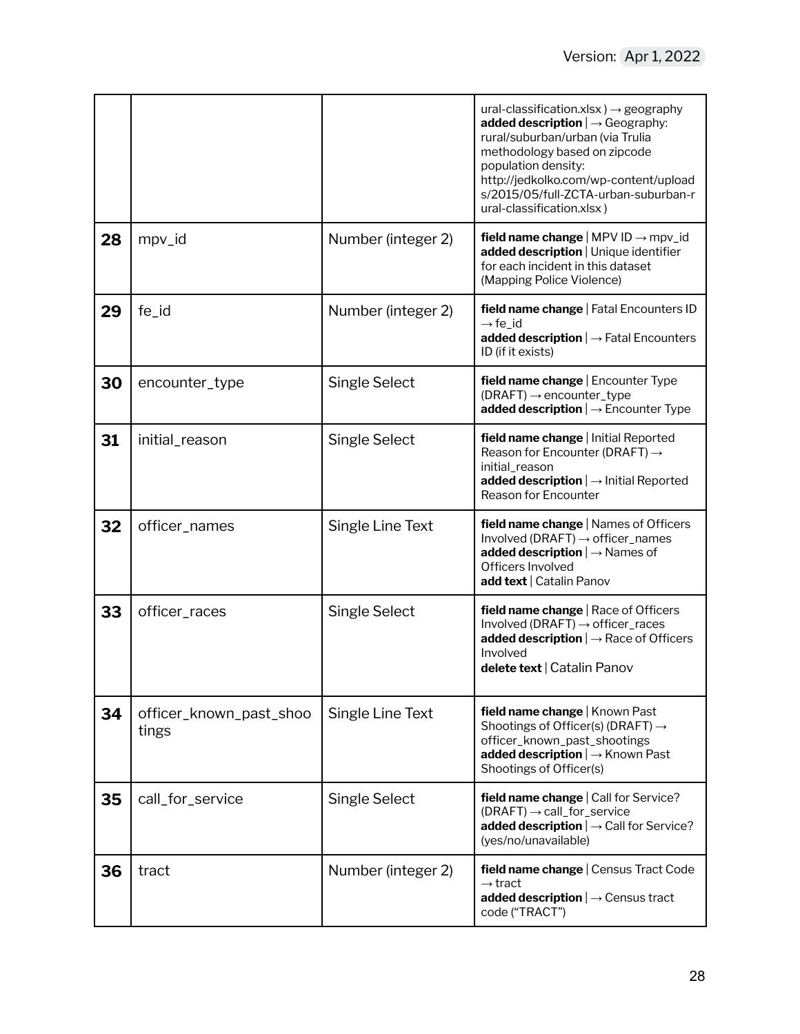| | | | |
|---|---|---|---|
| | | | ural-classification.xlsx ) → geography<br>**added description** \| → Geography: rural/suburban/urban (via Trulia methodology based on zipcode population density: http://jedkolko.com/wp-content/uploads/2015/05/full-ZCTA-urban-suburban-rural-classification.xlsx ) |
| **28** | mpv_id | Number (integer 2) | **field name change** \| MPV ID → mpv_id<br>**added description** \| Unique identifier for each incident in this dataset (Mapping Police Violence) |
| **29** | fe_id | Number (integer 2) | **field name change** \| Fatal Encounters ID → fe_id<br>**added description** \| → Fatal Encounters ID (if it exists) |
| **30** | encounter_type | Single Select | **field name change** \| Encounter Type (DRAFT) → encounter_type<br>**added description** \| → Encounter Type |
| **31** | initial_reason | Single Select | **field name change** \| Initial Reported Reason for Encounter (DRAFT) → initial_reason<br>**added description** \| → Initial Reported Reason for Encounter |
| **32** | officer_names | Single Line Text | **field name change** \| Names of Officers Involved (DRAFT) → officer_names<br>**added description** \| → Names of Officers Involved<br>**add text** \| Catalin Panov |
| **33** | officer_races | Single Select | **field name change** \| Race of Officers Involved (DRAFT) → officer_races<br>**added description** \| → Race of Officers Involved<br>**delete text** \| Catalin Panov |
| **34** | officer_known_past_shootings | Single Line Text | **field name change** \| Known Past Shootings of Officer(s) (DRAFT) → officer_known_past_shootings<br>**added description** \| → Known Past Shootings of Officer(s) |
| **35** | call_for_service | Single Select | **field name change** \| Call for Service? (DRAFT) → call_for_service<br>**added description** \| → Call for Service? (yes/no/unavailable) |
| **36** | tract | Number (integer 2) | **field name change** \| Census Tract Code → tract<br>**added description** \| → Census tract code ("TRACT") |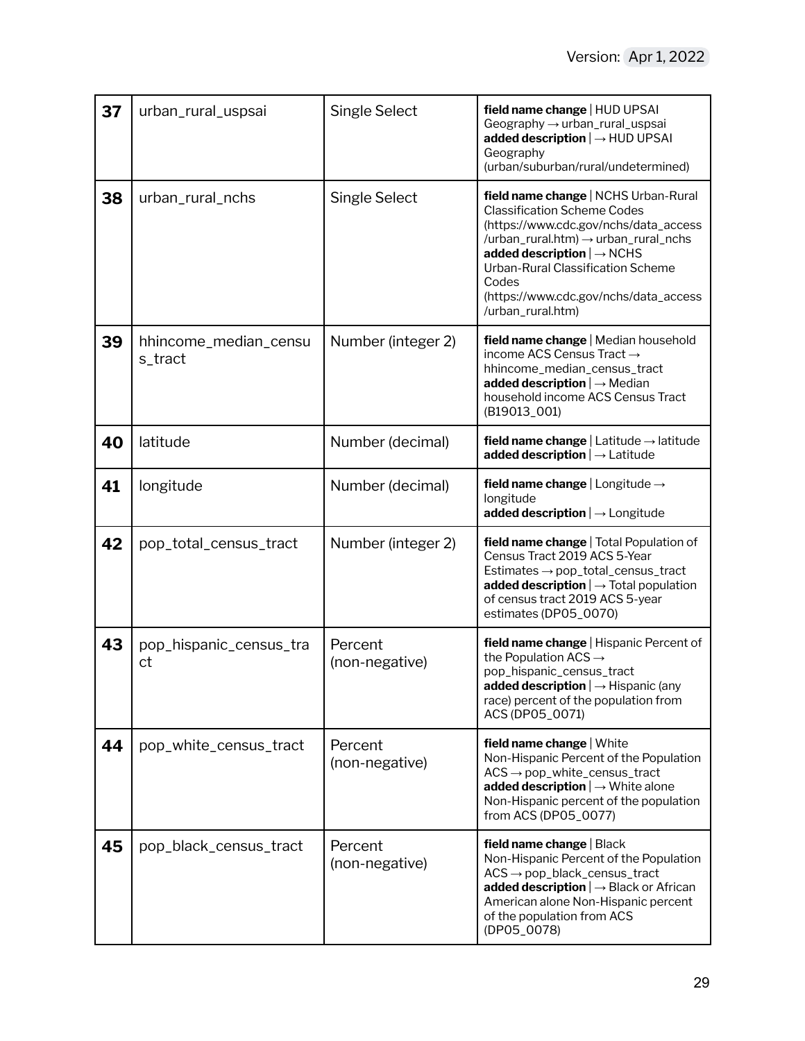| | | | |
|---|---|---|---|
| **37** | urban_rural_uspsai | Single Select | **field name change** \| HUD UPSAI Geography → urban_rural_uspsai **added description** \| → HUD UPSAI Geography (urban/suburban/rural/undetermined) |
| **38** | urban_rural_nchs | Single Select | **field name change** \| NCHS Urban-Rural Classification Scheme Codes (https://www.cdc.gov/nchs/data_access/urban_rural.htm) → urban_rural_nchs **added description** \| → NCHS Urban-Rural Classification Scheme Codes (https://www.cdc.gov/nchs/data_access/urban_rural.htm) |
| **39** | hhincome_median_census_tract | Number (integer 2) | **field name change** \| Median household income ACS Census Tract → hhincome_median_census_tract **added description** \| → Median household income ACS Census Tract (B19013_001) |
| **40** | latitude | Number (decimal) | **field name change** \| Latitude → latitude **added description** \| → Latitude |
| **41** | longitude | Number (decimal) | **field name change** \| Longitude → longitude **added description** \| → Longitude |
| **42** | pop_total_census_tract | Number (integer 2) | **field name change** \| Total Population of Census Tract 2019 ACS 5-Year Estimates → pop_total_census_tract **added description** \| → Total population of census tract 2019 ACS 5-year estimates (DP05_0070) |
| **43** | pop_hispanic_census_tract | Percent (non-negative) | **field name change** \| Hispanic Percent of the Population ACS → pop_hispanic_census_tract **added description** \| → Hispanic (any race) percent of the population from ACS (DP05_0071) |
| **44** | pop_white_census_tract | Percent (non-negative) | **field name change** \| White Non-Hispanic Percent of the Population ACS → pop_white_census_tract **added description** \| → White alone Non-Hispanic percent of the population from ACS (DP05_0077) |
| **45** | pop_black_census_tract | Percent (non-negative) | **field name change** \| Black Non-Hispanic Percent of the Population ACS → pop_black_census_tract **added description** \| → Black or African American alone Non-Hispanic percent of the population from ACS (DP05_0078) |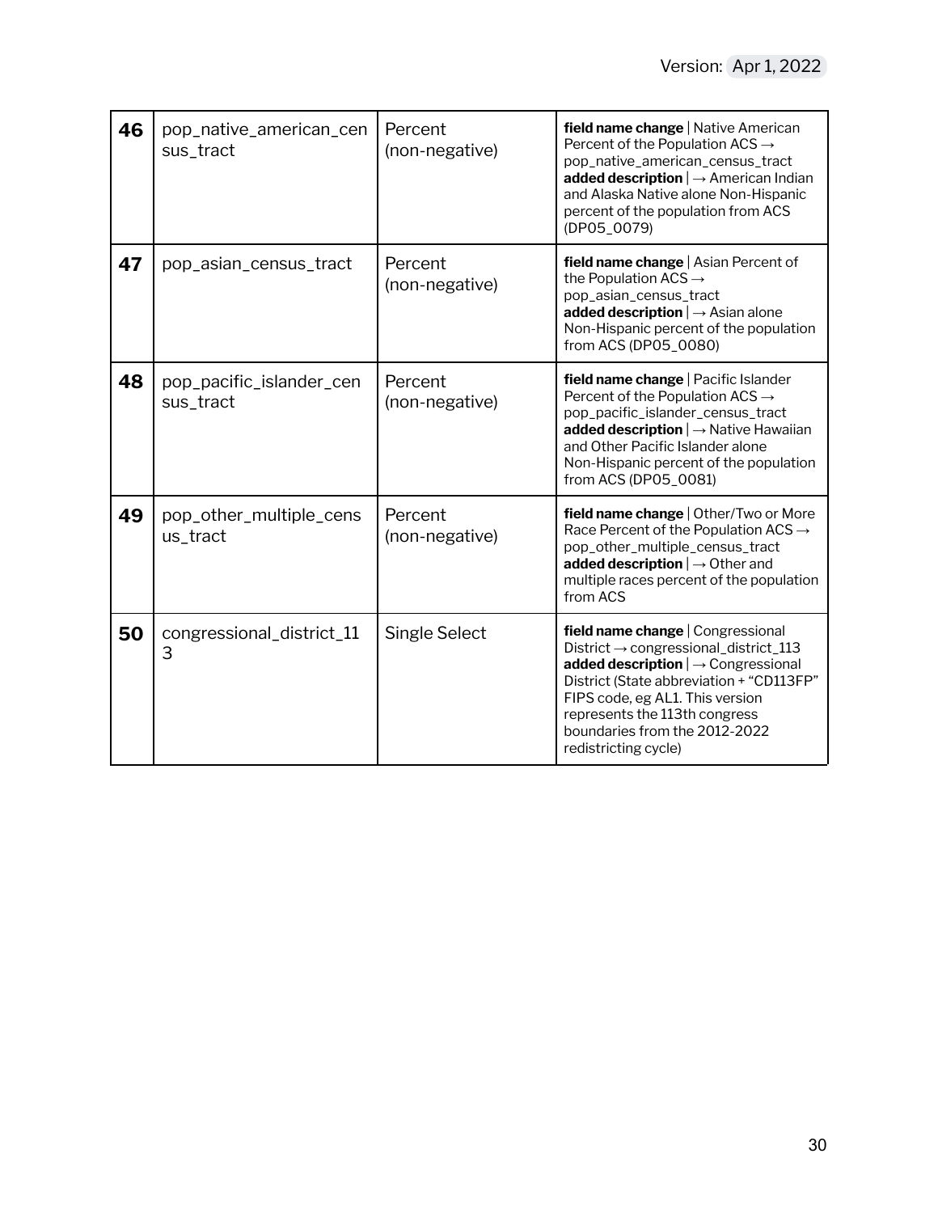| | | | |
|---|---|---|---|
| **46** | pop_native_american_census_tract | Percent (non-negative) | **field name change** \| Native American Percent of the Population ACS → pop_native_american_census_tract **added description** \| → American Indian and Alaska Native alone Non-Hispanic percent of the population from ACS (DP05_0079) |
| **47** | pop_asian_census_tract | Percent (non-negative) | **field name change** \| Asian Percent of the Population ACS → pop_asian_census_tract **added description** \| → Asian alone Non-Hispanic percent of the population from ACS (DP05_0080) |
| **48** | pop_pacific_islander_census_tract | Percent (non-negative) | **field name change** \| Pacific Islander Percent of the Population ACS → pop_pacific_islander_census_tract **added description** \| → Native Hawaiian and Other Pacific Islander alone Non-Hispanic percent of the population from ACS (DP05_0081) |
| **49** | pop_other_multiple_census_tract | Percent (non-negative) | **field name change** \| Other/Two or More Race Percent of the Population ACS → pop_other_multiple_census_tract **added description** \| → Other and multiple races percent of the population from ACS |
| **50** | congressional_district_113 | Single Select | **field name change** \| Congressional District → congressional_district_113 **added description** \| → Congressional District (State abbreviation + "CD113FP" FIPS code, eg AL1. This version represents the 113th congress boundaries from the 2012-2022 redistricting cycle) |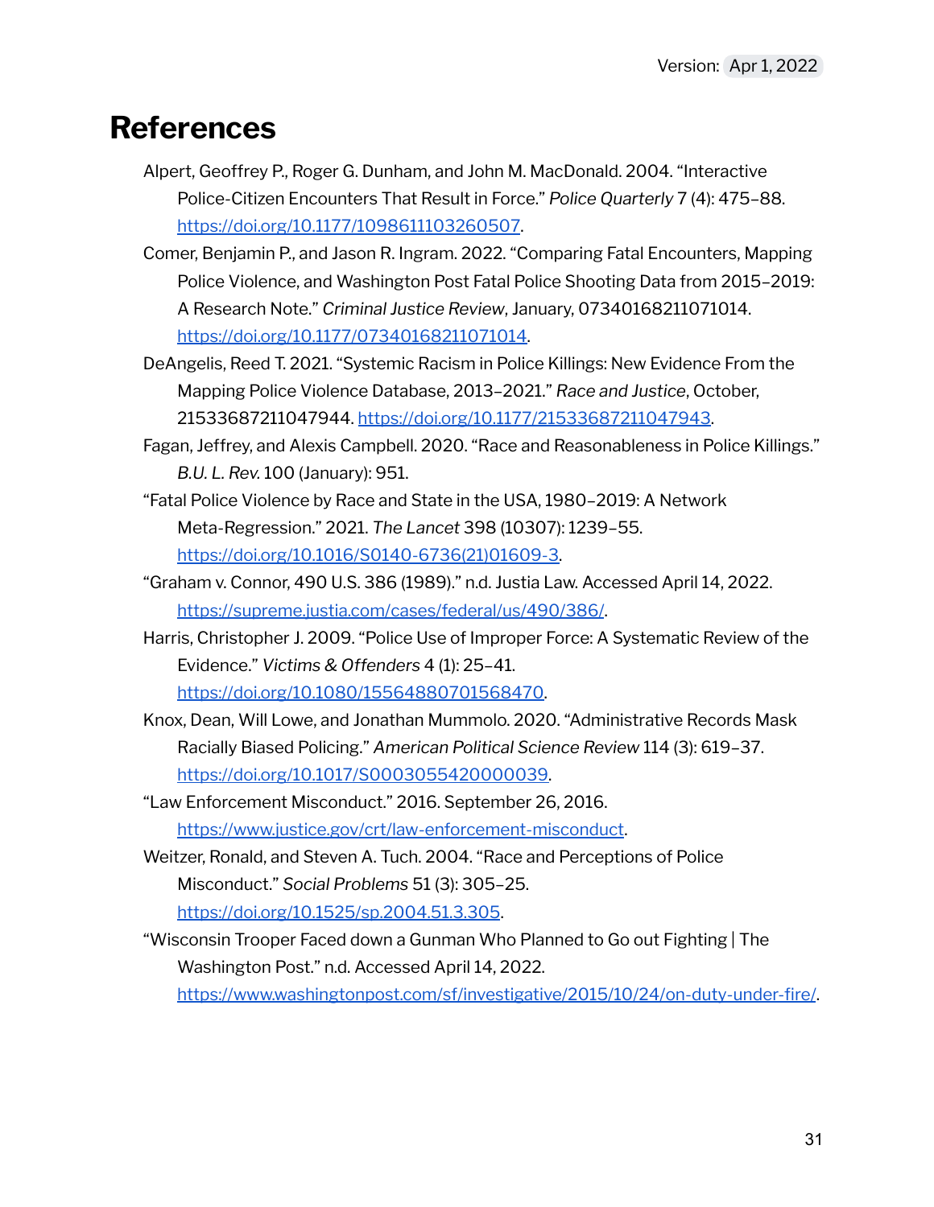# References

Alpert, Geoffrey P., Roger G. Dunham, and John M. MacDonald. 2004. "Interactive Police-Citizen Encounters That Result in Force." *Police Quarterly* 7 (4): 475–88. https://doi.org/10.1177/1098611103260507.

Comer, Benjamin P., and Jason R. Ingram. 2022. "Comparing Fatal Encounters, Mapping Police Violence, and Washington Post Fatal Police Shooting Data from 2015–2019: A Research Note." *Criminal Justice Review*, January, 07340168211071014. https://doi.org/10.1177/07340168211071014.

DeAngelis, Reed T. 2021. "Systemic Racism in Police Killings: New Evidence From the Mapping Police Violence Database, 2013–2021." *Race and Justice*, October, 21533687211047944. https://doi.org/10.1177/21533687211047943.

Fagan, Jeffrey, and Alexis Campbell. 2020. "Race and Reasonableness in Police Killings." *B.U. L. Rev.* 100 (January): 951.

"Fatal Police Violence by Race and State in the USA, 1980–2019: A Network Meta-Regression." 2021. *The Lancet* 398 (10307): 1239–55. https://doi.org/10.1016/S0140-6736(21)01609-3.

"Graham v. Connor, 490 U.S. 386 (1989)." n.d. Justia Law. Accessed April 14, 2022. https://supreme.justia.com/cases/federal/us/490/386/.

Harris, Christopher J. 2009. "Police Use of Improper Force: A Systematic Review of the Evidence." *Victims & Offenders* 4 (1): 25–41. https://doi.org/10.1080/15564880701568470.

Knox, Dean, Will Lowe, and Jonathan Mummolo. 2020. "Administrative Records Mask Racially Biased Policing." *American Political Science Review* 114 (3): 619–37. https://doi.org/10.1017/S0003055420000039.

"Law Enforcement Misconduct." 2016. September 26, 2016. https://www.justice.gov/crt/law-enforcement-misconduct.

Weitzer, Ronald, and Steven A. Tuch. 2004. "Race and Perceptions of Police Misconduct." *Social Problems* 51 (3): 305–25. https://doi.org/10.1525/sp.2004.51.3.305.

"Wisconsin Trooper Faced down a Gunman Who Planned to Go out Fighting | The Washington Post." n.d. Accessed April 14, 2022. https://www.washingtonpost.com/sf/investigative/2015/10/24/on-duty-under-fire/.